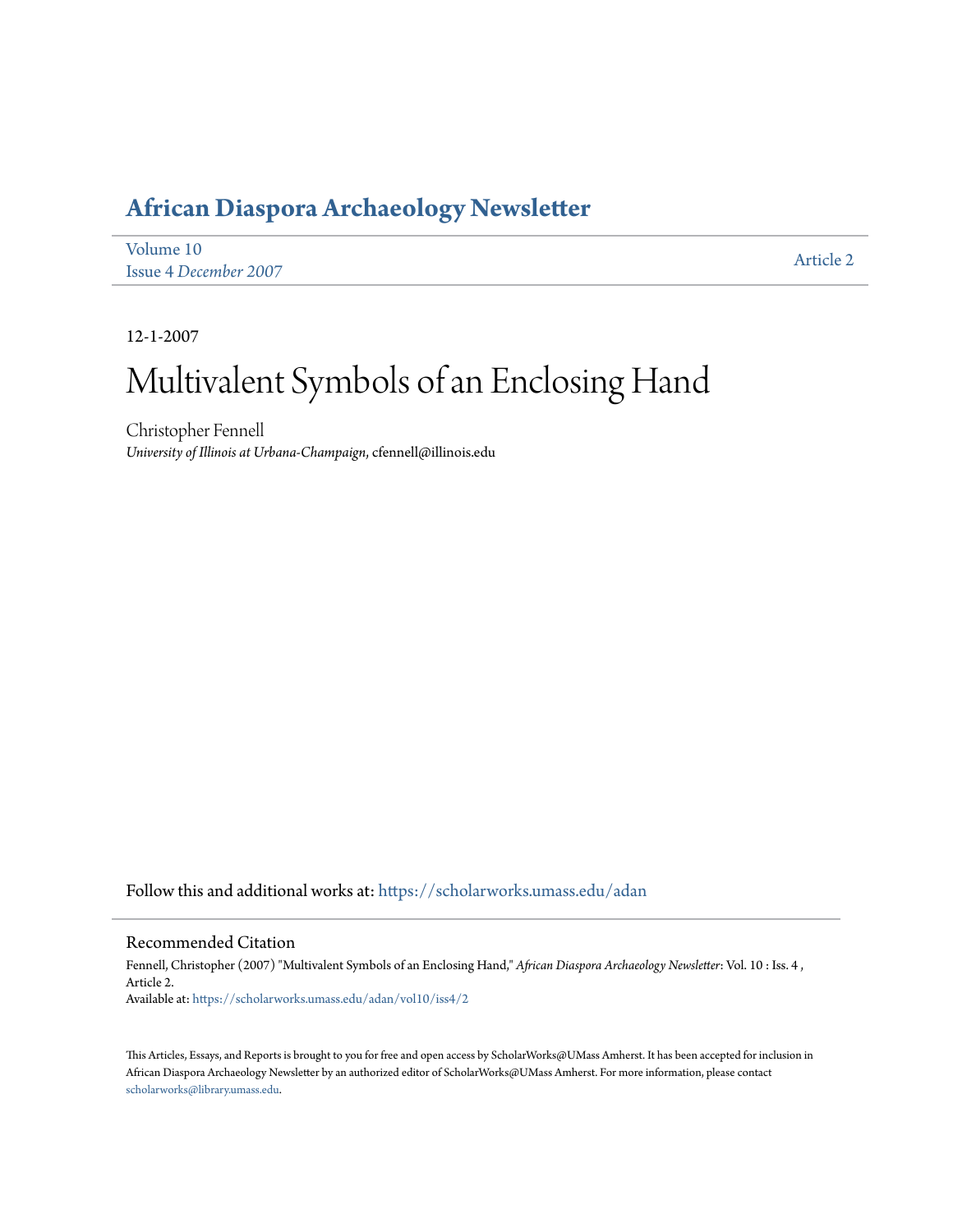# African Diaspora Archaeology Newsletter

Volume 10
Issue 4 *December 2007*

Article 2

12-1-2007

# Multivalent Symbols of an Enclosing Hand

Christopher Fennell
*University of Illinois at Urbana-Champaign*, cfennell@illinois.edu

Follow this and additional works at: https://scholarworks.umass.edu/adan

## Recommended Citation

Fennell, Christopher (2007) "Multivalent Symbols of an Enclosing Hand," *African Diaspora Archaeology Newsletter*: Vol. 10 : Iss. 4 , Article 2.
Available at: https://scholarworks.umass.edu/adan/vol10/iss4/2

This Articles, Essays, and Reports is brought to you for free and open access by ScholarWorks@UMass Amherst. It has been accepted for inclusion in African Diaspora Archaeology Newsletter by an authorized editor of ScholarWorks@UMass Amherst. For more information, please contact scholarworks@library.umass.edu.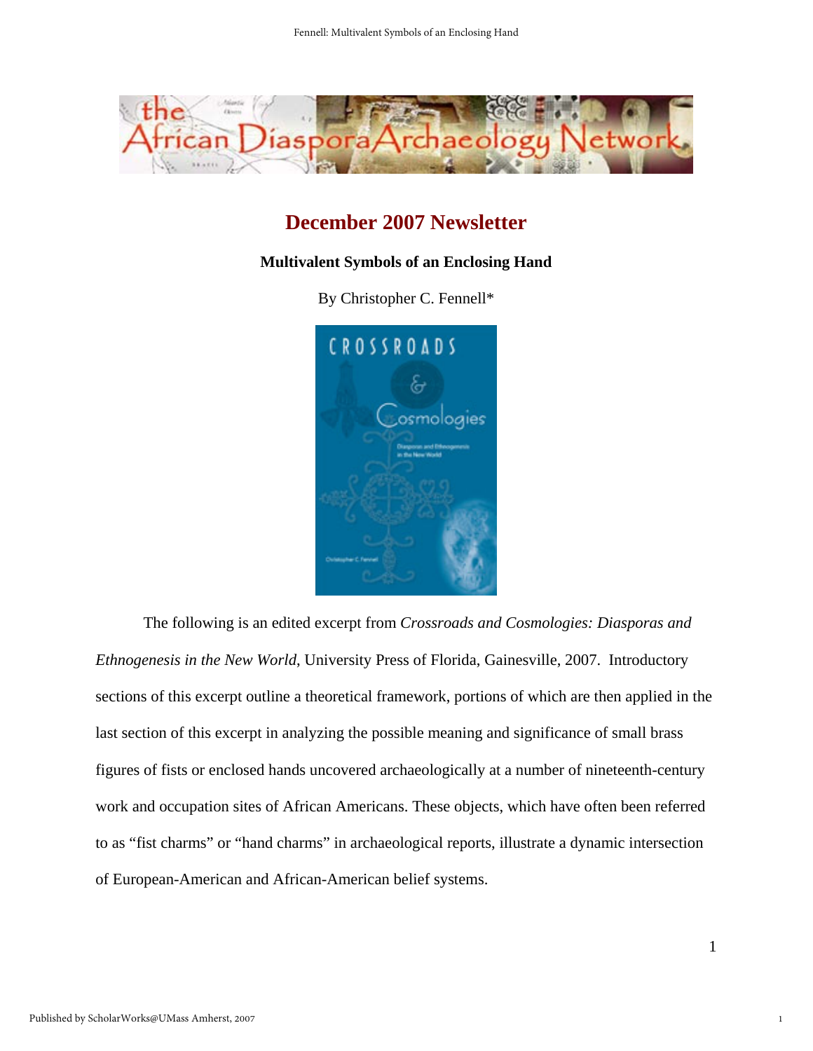# December 2007 Newsletter

## Multivalent Symbols of an Enclosing Hand

By Christopher C. Fennell*

The following is an edited excerpt from *Crossroads and Cosmologies: Diasporas and Ethnogenesis in the New World*, University Press of Florida, Gainesville, 2007. Introductory sections of this excerpt outline a theoretical framework, portions of which are then applied in the last section of this excerpt in analyzing the possible meaning and significance of small brass figures of fists or enclosed hands uncovered archaeologically at a number of nineteenth-century work and occupation sites of African Americans. These objects, which have often been referred to as "fist charms" or "hand charms" in archaeological reports, illustrate a dynamic intersection of European-American and African-American belief systems.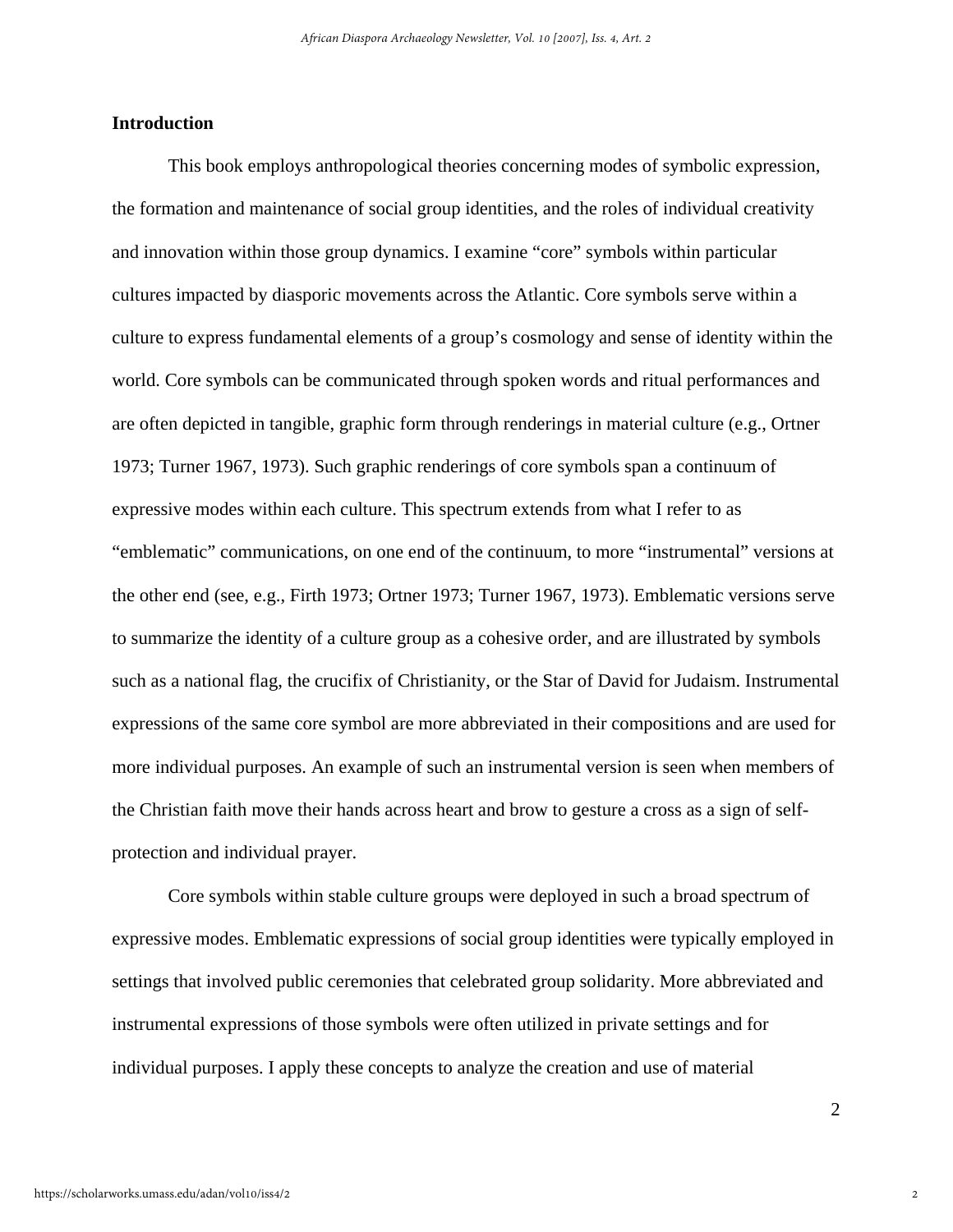## Introduction

This book employs anthropological theories concerning modes of symbolic expression, the formation and maintenance of social group identities, and the roles of individual creativity and innovation within those group dynamics. I examine "core" symbols within particular cultures impacted by diasporic movements across the Atlantic. Core symbols serve within a culture to express fundamental elements of a group's cosmology and sense of identity within the world. Core symbols can be communicated through spoken words and ritual performances and are often depicted in tangible, graphic form through renderings in material culture (e.g., Ortner 1973; Turner 1967, 1973). Such graphic renderings of core symbols span a continuum of expressive modes within each culture. This spectrum extends from what I refer to as "emblematic" communications, on one end of the continuum, to more "instrumental" versions at the other end (see, e.g., Firth 1973; Ortner 1973; Turner 1967, 1973). Emblematic versions serve to summarize the identity of a culture group as a cohesive order, and are illustrated by symbols such as a national flag, the crucifix of Christianity, or the Star of David for Judaism. Instrumental expressions of the same core symbol are more abbreviated in their compositions and are used for more individual purposes. An example of such an instrumental version is seen when members of the Christian faith move their hands across heart and brow to gesture a cross as a sign of self-protection and individual prayer.

Core symbols within stable culture groups were deployed in such a broad spectrum of expressive modes. Emblematic expressions of social group identities were typically employed in settings that involved public ceremonies that celebrated group solidarity. More abbreviated and instrumental expressions of those symbols were often utilized in private settings and for individual purposes. I apply these concepts to analyze the creation and use of material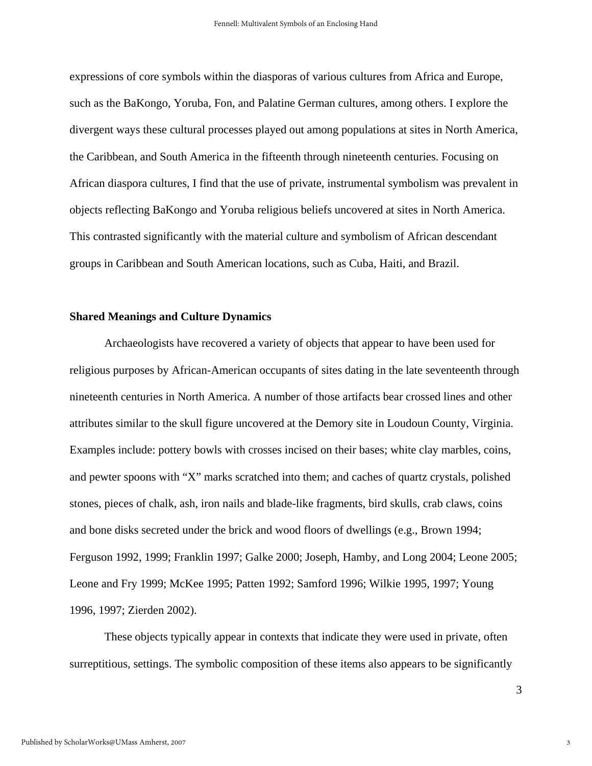expressions of core symbols within the diasporas of various cultures from Africa and Europe, such as the BaKongo, Yoruba, Fon, and Palatine German cultures, among others. I explore the divergent ways these cultural processes played out among populations at sites in North America, the Caribbean, and South America in the fifteenth through nineteenth centuries. Focusing on African diaspora cultures, I find that the use of private, instrumental symbolism was prevalent in objects reflecting BaKongo and Yoruba religious beliefs uncovered at sites in North America. This contrasted significantly with the material culture and symbolism of African descendant groups in Caribbean and South American locations, such as Cuba, Haiti, and Brazil.

## Shared Meanings and Culture Dynamics

Archaeologists have recovered a variety of objects that appear to have been used for religious purposes by African-American occupants of sites dating in the late seventeenth through nineteenth centuries in North America. A number of those artifacts bear crossed lines and other attributes similar to the skull figure uncovered at the Demory site in Loudoun County, Virginia. Examples include: pottery bowls with crosses incised on their bases; white clay marbles, coins, and pewter spoons with "X" marks scratched into them; and caches of quartz crystals, polished stones, pieces of chalk, ash, iron nails and blade-like fragments, bird skulls, crab claws, coins and bone disks secreted under the brick and wood floors of dwellings (e.g., Brown 1994; Ferguson 1992, 1999; Franklin 1997; Galke 2000; Joseph, Hamby, and Long 2004; Leone 2005; Leone and Fry 1999; McKee 1995; Patten 1992; Samford 1996; Wilkie 1995, 1997; Young 1996, 1997; Zierden 2002).

These objects typically appear in contexts that indicate they were used in private, often surreptitious, settings. The symbolic composition of these items also appears to be significantly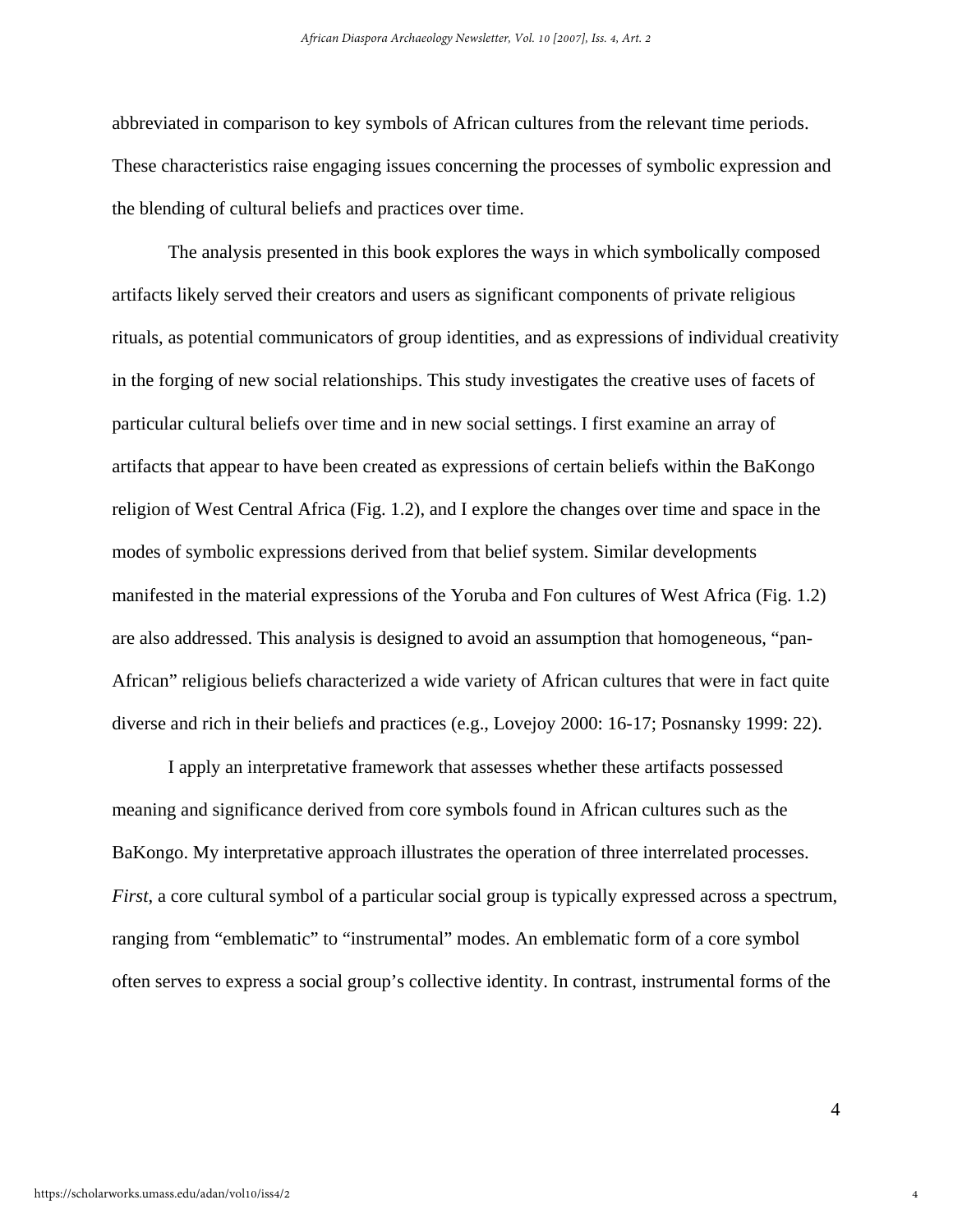abbreviated in comparison to key symbols of African cultures from the relevant time periods. These characteristics raise engaging issues concerning the processes of symbolic expression and the blending of cultural beliefs and practices over time.

The analysis presented in this book explores the ways in which symbolically composed artifacts likely served their creators and users as significant components of private religious rituals, as potential communicators of group identities, and as expressions of individual creativity in the forging of new social relationships. This study investigates the creative uses of facets of particular cultural beliefs over time and in new social settings. I first examine an array of artifacts that appear to have been created as expressions of certain beliefs within the BaKongo religion of West Central Africa (Fig. 1.2), and I explore the changes over time and space in the modes of symbolic expressions derived from that belief system. Similar developments manifested in the material expressions of the Yoruba and Fon cultures of West Africa (Fig. 1.2) are also addressed. This analysis is designed to avoid an assumption that homogeneous, "pan-African" religious beliefs characterized a wide variety of African cultures that were in fact quite diverse and rich in their beliefs and practices (e.g., Lovejoy 2000: 16-17; Posnansky 1999: 22).

I apply an interpretative framework that assesses whether these artifacts possessed meaning and significance derived from core symbols found in African cultures such as the BaKongo. My interpretative approach illustrates the operation of three interrelated processes. *First*, a core cultural symbol of a particular social group is typically expressed across a spectrum, ranging from "emblematic" to "instrumental" modes. An emblematic form of a core symbol often serves to express a social group's collective identity. In contrast, instrumental forms of the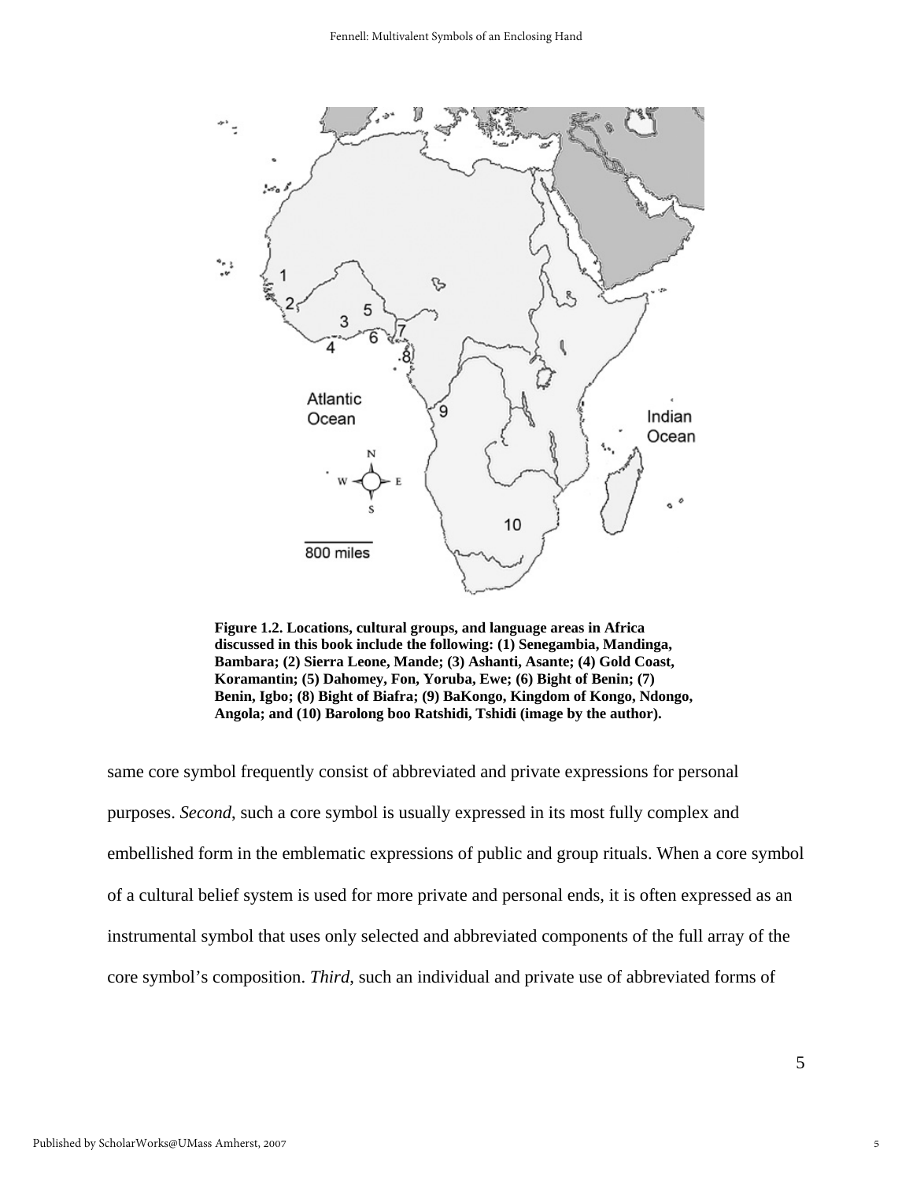**Figure 1.2. Locations, cultural groups, and language areas in Africa discussed in this book include the following: (1) Senegambia, Mandinga, Bambara; (2) Sierra Leone, Mande; (3) Ashanti, Asante; (4) Gold Coast, Koramantin; (5) Dahomey, Fon, Yoruba, Ewe; (6) Bight of Benin; (7) Benin, Igbo; (8) Bight of Biafra; (9) BaKongo, Kingdom of Kongo, Ndongo, Angola; and (10) Barolong boo Ratshidi, Tshidi (image by the author).**

same core symbol frequently consist of abbreviated and private expressions for personal purposes. *Second*, such a core symbol is usually expressed in its most fully complex and embellished form in the emblematic expressions of public and group rituals. When a core symbol of a cultural belief system is used for more private and personal ends, it is often expressed as an instrumental symbol that uses only selected and abbreviated components of the full array of the core symbol's composition. *Third*, such an individual and private use of abbreviated forms of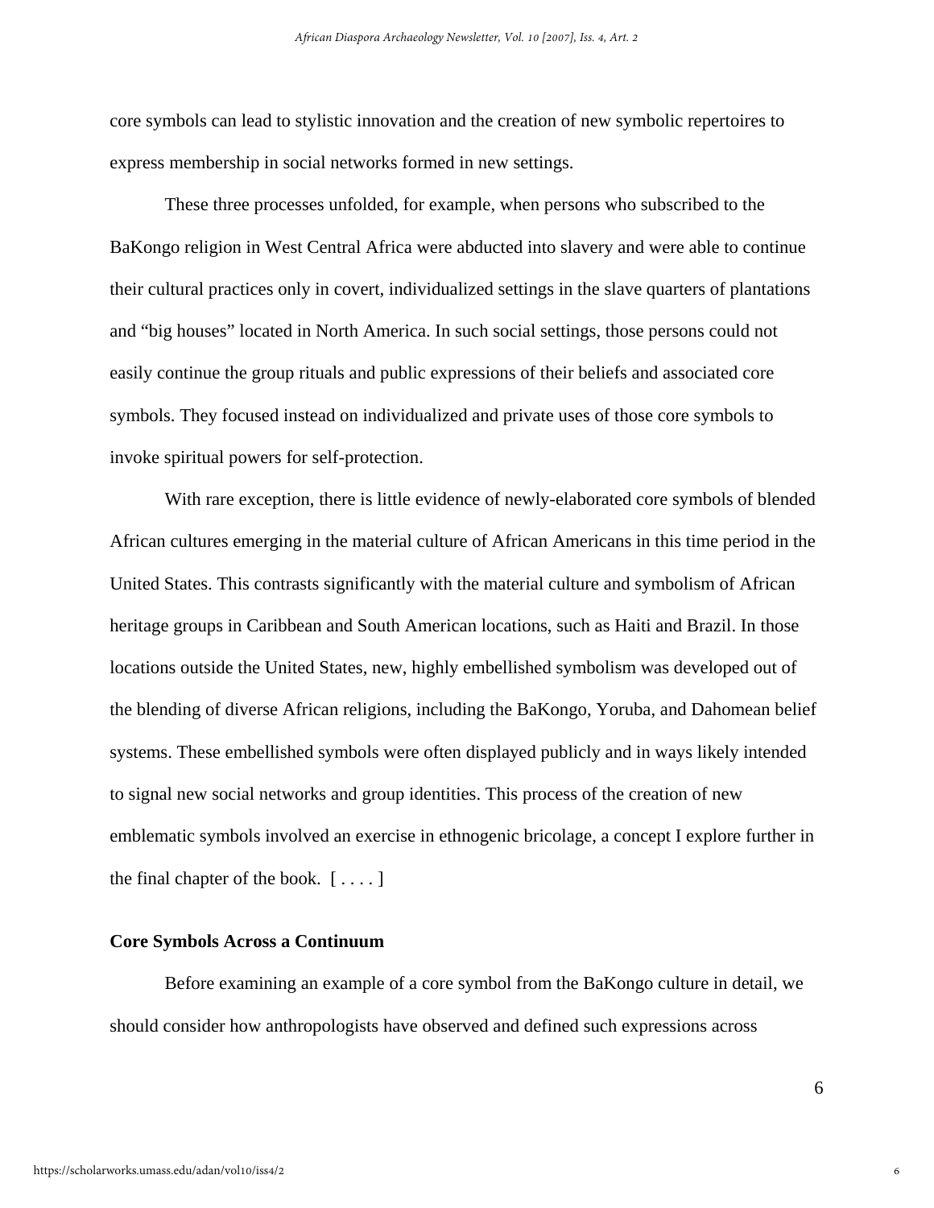core symbols can lead to stylistic innovation and the creation of new symbolic repertoires to express membership in social networks formed in new settings.

These three processes unfolded, for example, when persons who subscribed to the BaKongo religion in West Central Africa were abducted into slavery and were able to continue their cultural practices only in covert, individualized settings in the slave quarters of plantations and "big houses" located in North America. In such social settings, those persons could not easily continue the group rituals and public expressions of their beliefs and associated core symbols. They focused instead on individualized and private uses of those core symbols to invoke spiritual powers for self-protection.

With rare exception, there is little evidence of newly-elaborated core symbols of blended African cultures emerging in the material culture of African Americans in this time period in the United States. This contrasts significantly with the material culture and symbolism of African heritage groups in Caribbean and South American locations, such as Haiti and Brazil. In those locations outside the United States, new, highly embellished symbolism was developed out of the blending of diverse African religions, including the BaKongo, Yoruba, and Dahomean belief systems. These embellished symbols were often displayed publicly and in ways likely intended to signal new social networks and group identities. This process of the creation of new emblematic symbols involved an exercise in ethnogenic bricolage, a concept I explore further in the final chapter of the book. [ . . . . ]

**Core Symbols Across a Continuum**

Before examining an example of a core symbol from the BaKongo culture in detail, we should consider how anthropologists have observed and defined such expressions across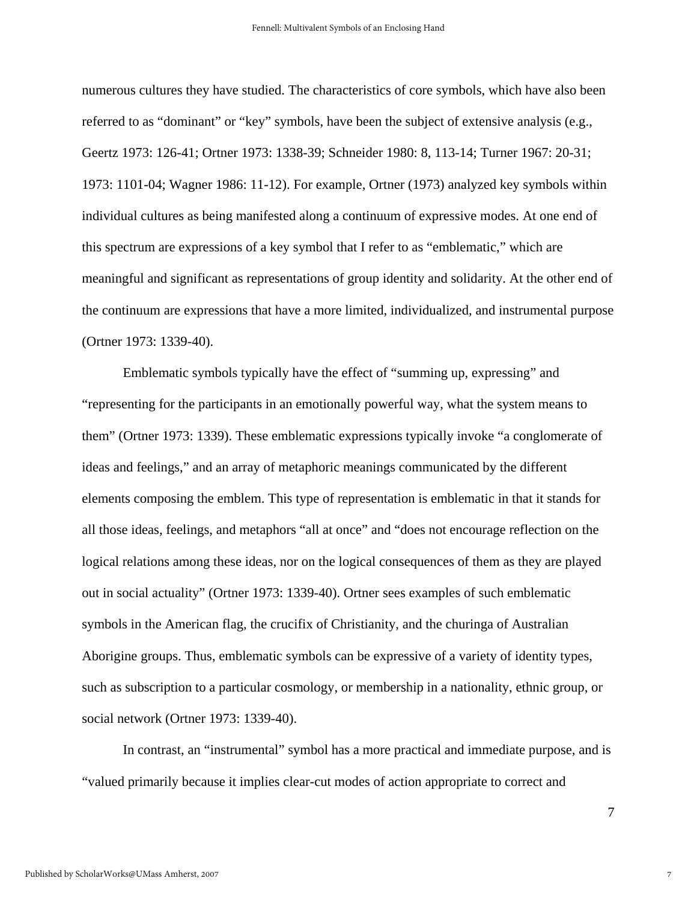numerous cultures they have studied. The characteristics of core symbols, which have also been referred to as "dominant" or "key" symbols, have been the subject of extensive analysis (e.g., Geertz 1973: 126-41; Ortner 1973: 1338-39; Schneider 1980: 8, 113-14; Turner 1967: 20-31; 1973: 1101-04; Wagner 1986: 11-12). For example, Ortner (1973) analyzed key symbols within individual cultures as being manifested along a continuum of expressive modes. At one end of this spectrum are expressions of a key symbol that I refer to as "emblematic," which are meaningful and significant as representations of group identity and solidarity. At the other end of the continuum are expressions that have a more limited, individualized, and instrumental purpose (Ortner 1973: 1339-40).

Emblematic symbols typically have the effect of "summing up, expressing" and "representing for the participants in an emotionally powerful way, what the system means to them" (Ortner 1973: 1339). These emblematic expressions typically invoke "a conglomerate of ideas and feelings," and an array of metaphoric meanings communicated by the different elements composing the emblem. This type of representation is emblematic in that it stands for all those ideas, feelings, and metaphors "all at once" and "does not encourage reflection on the logical relations among these ideas, nor on the logical consequences of them as they are played out in social actuality" (Ortner 1973: 1339-40). Ortner sees examples of such emblematic symbols in the American flag, the crucifix of Christianity, and the churinga of Australian Aborigine groups. Thus, emblematic symbols can be expressive of a variety of identity types, such as subscription to a particular cosmology, or membership in a nationality, ethnic group, or social network (Ortner 1973: 1339-40).

In contrast, an "instrumental" symbol has a more practical and immediate purpose, and is "valued primarily because it implies clear-cut modes of action appropriate to correct and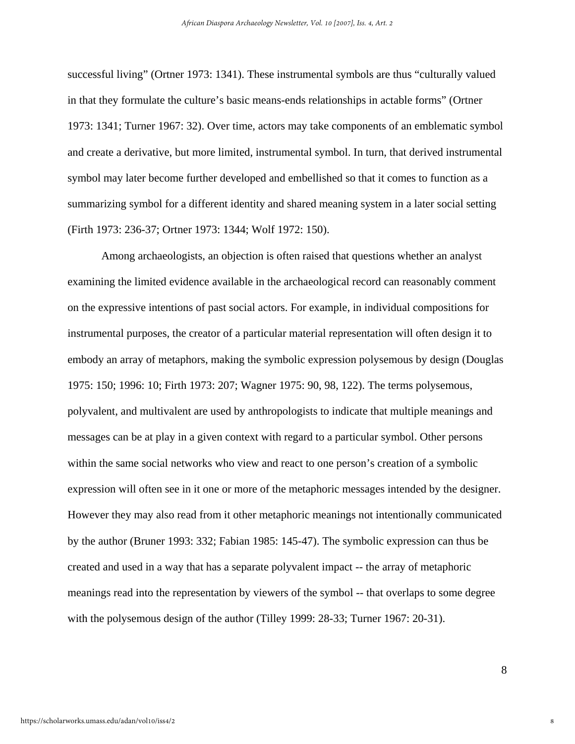successful living" (Ortner 1973: 1341). These instrumental symbols are thus "culturally valued in that they formulate the culture's basic means-ends relationships in actable forms" (Ortner 1973: 1341; Turner 1967: 32). Over time, actors may take components of an emblematic symbol and create a derivative, but more limited, instrumental symbol. In turn, that derived instrumental symbol may later become further developed and embellished so that it comes to function as a summarizing symbol for a different identity and shared meaning system in a later social setting (Firth 1973: 236-37; Ortner 1973: 1344; Wolf 1972: 150).

Among archaeologists, an objection is often raised that questions whether an analyst examining the limited evidence available in the archaeological record can reasonably comment on the expressive intentions of past social actors. For example, in individual compositions for instrumental purposes, the creator of a particular material representation will often design it to embody an array of metaphors, making the symbolic expression polysemous by design (Douglas 1975: 150; 1996: 10; Firth 1973: 207; Wagner 1975: 90, 98, 122). The terms polysemous, polyvalent, and multivalent are used by anthropologists to indicate that multiple meanings and messages can be at play in a given context with regard to a particular symbol. Other persons within the same social networks who view and react to one person's creation of a symbolic expression will often see in it one or more of the metaphoric messages intended by the designer. However they may also read from it other metaphoric meanings not intentionally communicated by the author (Bruner 1993: 332; Fabian 1985: 145-47). The symbolic expression can thus be created and used in a way that has a separate polyvalent impact -- the array of metaphoric meanings read into the representation by viewers of the symbol -- that overlaps to some degree with the polysemous design of the author (Tilley 1999: 28-33; Turner 1967: 20-31).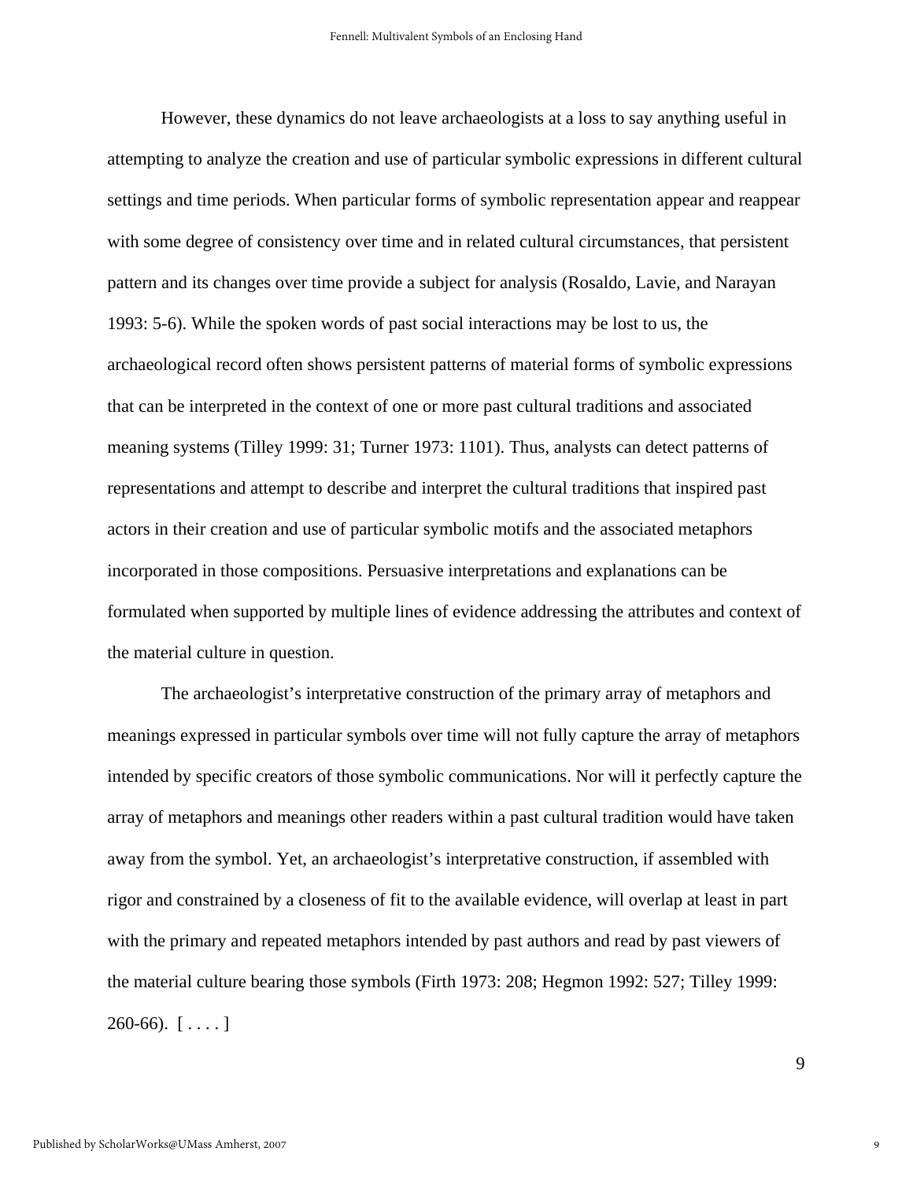However, these dynamics do not leave archaeologists at a loss to say anything useful in attempting to analyze the creation and use of particular symbolic expressions in different cultural settings and time periods. When particular forms of symbolic representation appear and reappear with some degree of consistency over time and in related cultural circumstances, that persistent pattern and its changes over time provide a subject for analysis (Rosaldo, Lavie, and Narayan 1993: 5-6). While the spoken words of past social interactions may be lost to us, the archaeological record often shows persistent patterns of material forms of symbolic expressions that can be interpreted in the context of one or more past cultural traditions and associated meaning systems (Tilley 1999: 31; Turner 1973: 1101). Thus, analysts can detect patterns of representations and attempt to describe and interpret the cultural traditions that inspired past actors in their creation and use of particular symbolic motifs and the associated metaphors incorporated in those compositions. Persuasive interpretations and explanations can be formulated when supported by multiple lines of evidence addressing the attributes and context of the material culture in question.

The archaeologist's interpretative construction of the primary array of metaphors and meanings expressed in particular symbols over time will not fully capture the array of metaphors intended by specific creators of those symbolic communications. Nor will it perfectly capture the array of metaphors and meanings other readers within a past cultural tradition would have taken away from the symbol. Yet, an archaeologist's interpretative construction, if assembled with rigor and constrained by a closeness of fit to the available evidence, will overlap at least in part with the primary and repeated metaphors intended by past authors and read by past viewers of the material culture bearing those symbols (Firth 1973: 208; Hegmon 1992: 527; Tilley 1999: 260-66). [ . . . . ]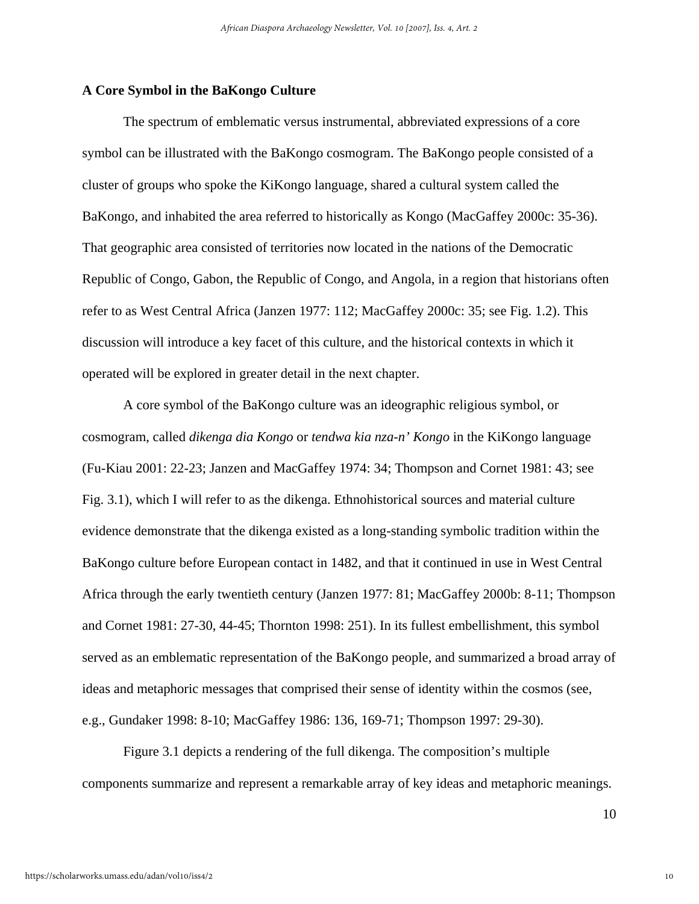## A Core Symbol in the BaKongo Culture

The spectrum of emblematic versus instrumental, abbreviated expressions of a core symbol can be illustrated with the BaKongo cosmogram. The BaKongo people consisted of a cluster of groups who spoke the KiKongo language, shared a cultural system called the BaKongo, and inhabited the area referred to historically as Kongo (MacGaffey 2000c: 35-36). That geographic area consisted of territories now located in the nations of the Democratic Republic of Congo, Gabon, the Republic of Congo, and Angola, in a region that historians often refer to as West Central Africa (Janzen 1977: 112; MacGaffey 2000c: 35; see Fig. 1.2). This discussion will introduce a key facet of this culture, and the historical contexts in which it operated will be explored in greater detail in the next chapter.

A core symbol of the BaKongo culture was an ideographic religious symbol, or cosmogram, called *dikenga dia Kongo* or *tendwa kia nza-n' Kongo* in the KiKongo language (Fu-Kiau 2001: 22-23; Janzen and MacGaffey 1974: 34; Thompson and Cornet 1981: 43; see Fig. 3.1), which I will refer to as the dikenga. Ethnohistorical sources and material culture evidence demonstrate that the dikenga existed as a long-standing symbolic tradition within the BaKongo culture before European contact in 1482, and that it continued in use in West Central Africa through the early twentieth century (Janzen 1977: 81; MacGaffey 2000b: 8-11; Thompson and Cornet 1981: 27-30, 44-45; Thornton 1998: 251). In its fullest embellishment, this symbol served as an emblematic representation of the BaKongo people, and summarized a broad array of ideas and metaphoric messages that comprised their sense of identity within the cosmos (see, e.g., Gundaker 1998: 8-10; MacGaffey 1986: 136, 169-71; Thompson 1997: 29-30).

Figure 3.1 depicts a rendering of the full dikenga. The composition's multiple components summarize and represent a remarkable array of key ideas and metaphoric meanings.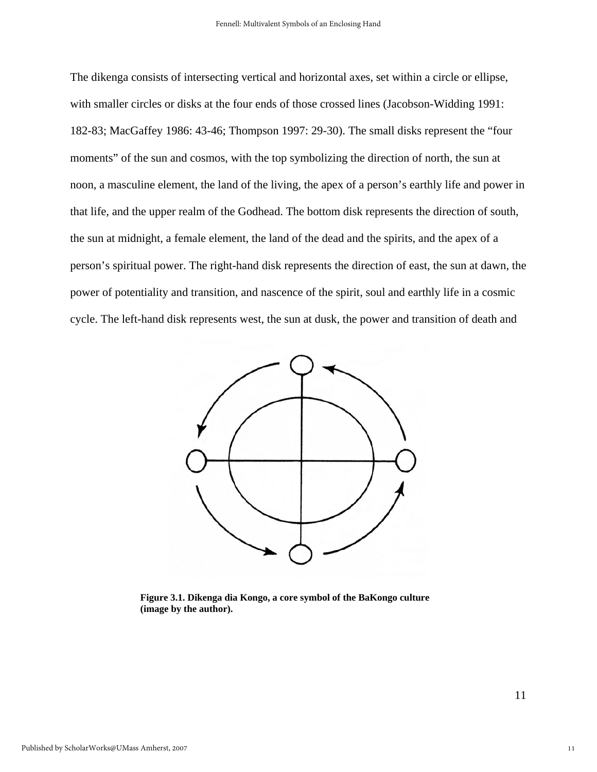The dikenga consists of intersecting vertical and horizontal axes, set within a circle or ellipse, with smaller circles or disks at the four ends of those crossed lines (Jacobson-Widding 1991: 182-83; MacGaffey 1986: 43-46; Thompson 1997: 29-30). The small disks represent the "four moments" of the sun and cosmos, with the top symbolizing the direction of north, the sun at noon, a masculine element, the land of the living, the apex of a person's earthly life and power in that life, and the upper realm of the Godhead. The bottom disk represents the direction of south, the sun at midnight, a female element, the land of the dead and the spirits, and the apex of a person's spiritual power. The right-hand disk represents the direction of east, the sun at dawn, the power of potentiality and transition, and nascence of the spirit, soul and earthly life in a cosmic cycle. The left-hand disk represents west, the sun at dusk, the power and transition of death and

**Figure 3.1. Dikenga dia Kongo, a core symbol of the BaKongo culture (image by the author).**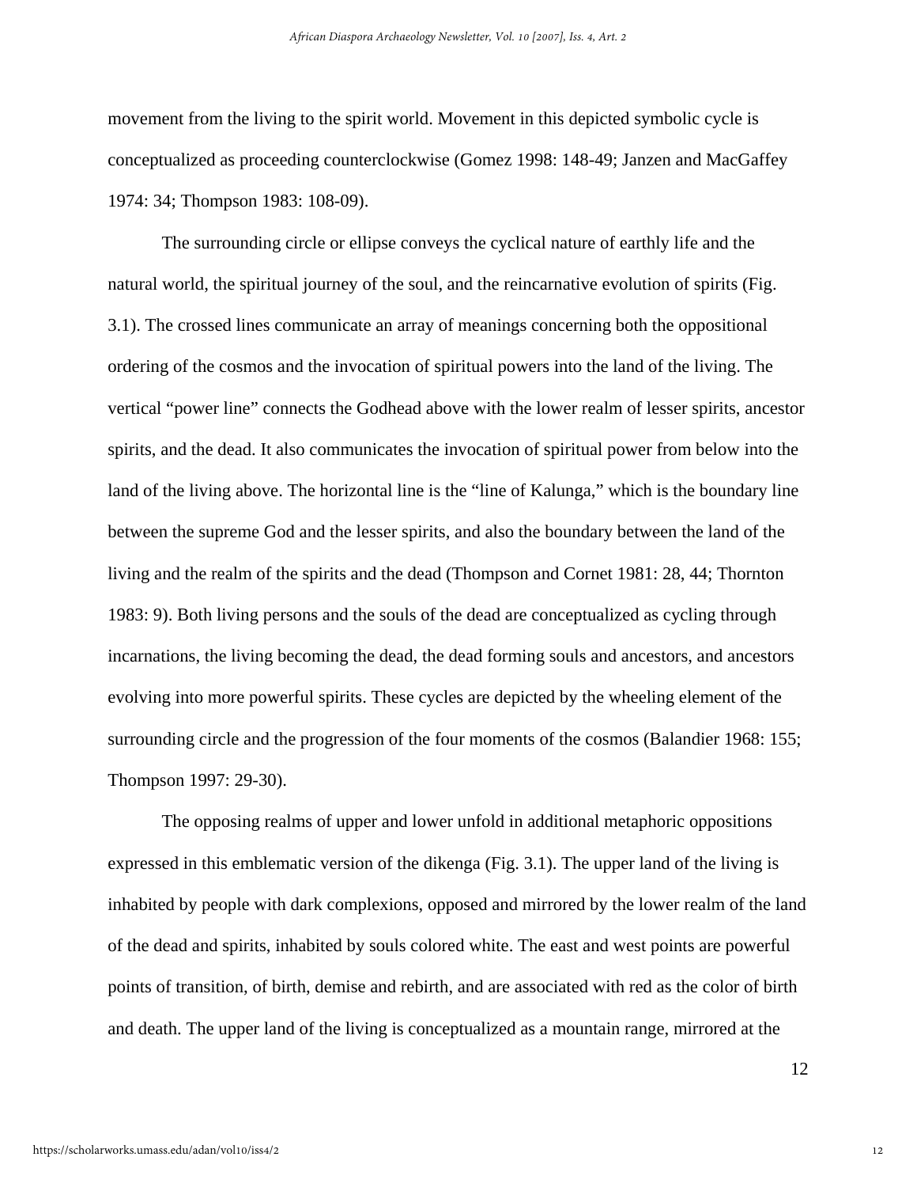movement from the living to the spirit world. Movement in this depicted symbolic cycle is conceptualized as proceeding counterclockwise (Gomez 1998: 148-49; Janzen and MacGaffey 1974: 34; Thompson 1983: 108-09).

The surrounding circle or ellipse conveys the cyclical nature of earthly life and the natural world, the spiritual journey of the soul, and the reincarnative evolution of spirits (Fig. 3.1). The crossed lines communicate an array of meanings concerning both the oppositional ordering of the cosmos and the invocation of spiritual powers into the land of the living. The vertical "power line" connects the Godhead above with the lower realm of lesser spirits, ancestor spirits, and the dead. It also communicates the invocation of spiritual power from below into the land of the living above. The horizontal line is the "line of Kalunga," which is the boundary line between the supreme God and the lesser spirits, and also the boundary between the land of the living and the realm of the spirits and the dead (Thompson and Cornet 1981: 28, 44; Thornton 1983: 9). Both living persons and the souls of the dead are conceptualized as cycling through incarnations, the living becoming the dead, the dead forming souls and ancestors, and ancestors evolving into more powerful spirits. These cycles are depicted by the wheeling element of the surrounding circle and the progression of the four moments of the cosmos (Balandier 1968: 155; Thompson 1997: 29-30).

The opposing realms of upper and lower unfold in additional metaphoric oppositions expressed in this emblematic version of the dikenga (Fig. 3.1). The upper land of the living is inhabited by people with dark complexions, opposed and mirrored by the lower realm of the land of the dead and spirits, inhabited by souls colored white. The east and west points are powerful points of transition, of birth, demise and rebirth, and are associated with red as the color of birth and death. The upper land of the living is conceptualized as a mountain range, mirrored at the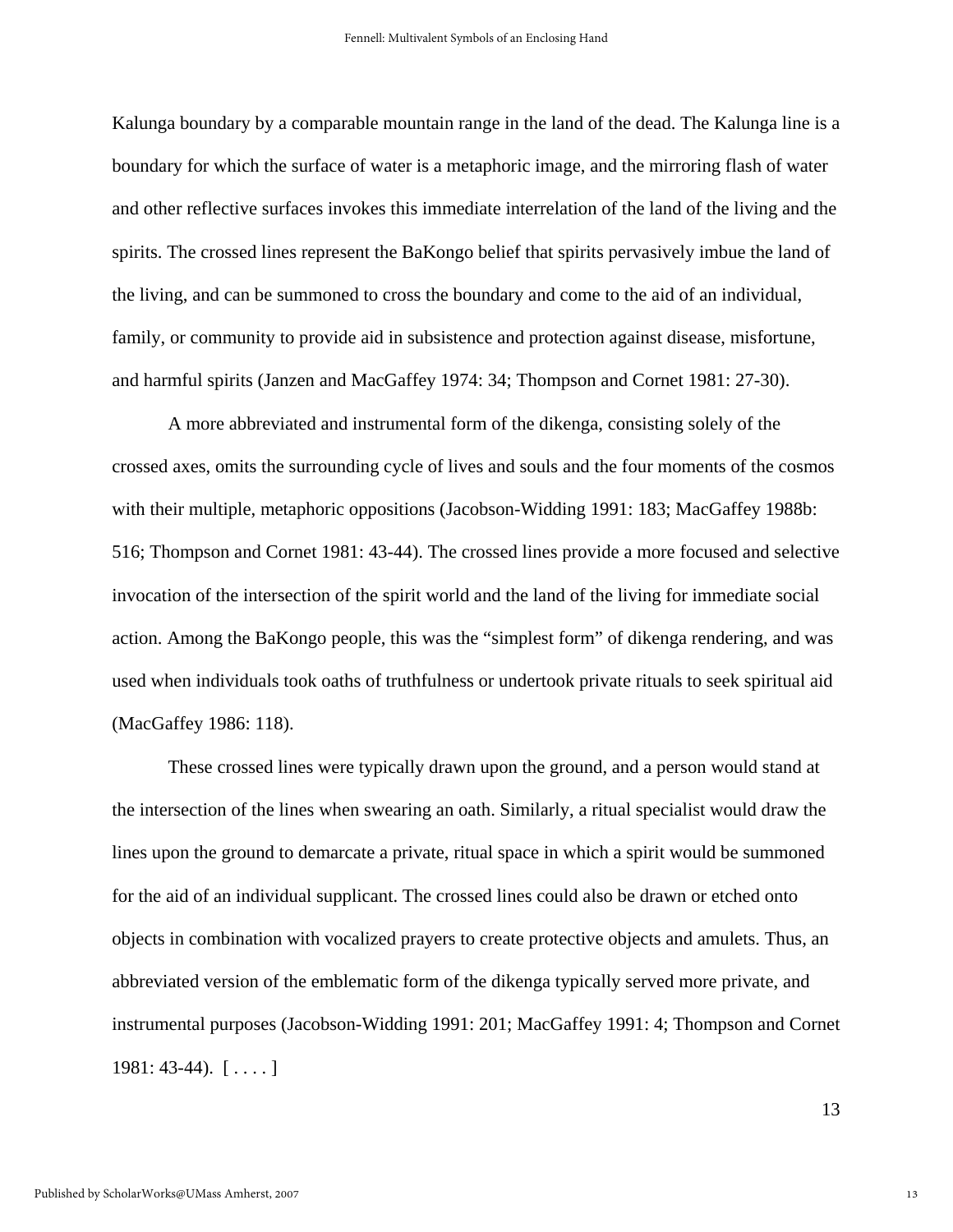Kalunga boundary by a comparable mountain range in the land of the dead. The Kalunga line is a boundary for which the surface of water is a metaphoric image, and the mirroring flash of water and other reflective surfaces invokes this immediate interrelation of the land of the living and the spirits. The crossed lines represent the BaKongo belief that spirits pervasively imbue the land of the living, and can be summoned to cross the boundary and come to the aid of an individual, family, or community to provide aid in subsistence and protection against disease, misfortune, and harmful spirits (Janzen and MacGaffey 1974: 34; Thompson and Cornet 1981: 27-30).

A more abbreviated and instrumental form of the dikenga, consisting solely of the crossed axes, omits the surrounding cycle of lives and souls and the four moments of the cosmos with their multiple, metaphoric oppositions (Jacobson-Widding 1991: 183; MacGaffey 1988b: 516; Thompson and Cornet 1981: 43-44). The crossed lines provide a more focused and selective invocation of the intersection of the spirit world and the land of the living for immediate social action. Among the BaKongo people, this was the "simplest form" of dikenga rendering, and was used when individuals took oaths of truthfulness or undertook private rituals to seek spiritual aid (MacGaffey 1986: 118).

These crossed lines were typically drawn upon the ground, and a person would stand at the intersection of the lines when swearing an oath. Similarly, a ritual specialist would draw the lines upon the ground to demarcate a private, ritual space in which a spirit would be summoned for the aid of an individual supplicant. The crossed lines could also be drawn or etched onto objects in combination with vocalized prayers to create protective objects and amulets. Thus, an abbreviated version of the emblematic form of the dikenga typically served more private, and instrumental purposes (Jacobson-Widding 1991: 201; MacGaffey 1991: 4; Thompson and Cornet 1981: 43-44). [ . . . . ]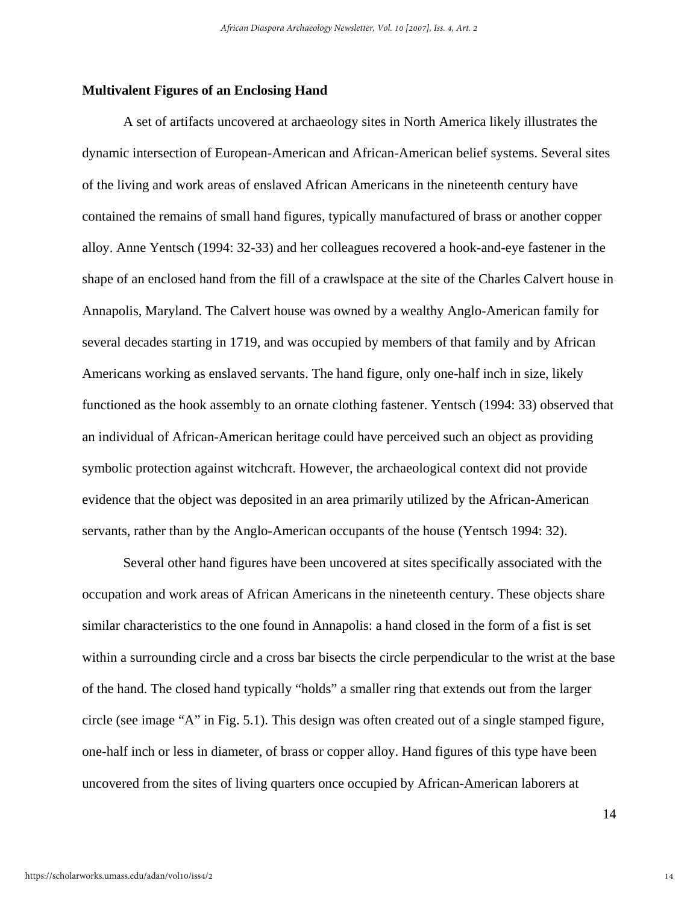**Multivalent Figures of an Enclosing Hand**

A set of artifacts uncovered at archaeology sites in North America likely illustrates the dynamic intersection of European-American and African-American belief systems. Several sites of the living and work areas of enslaved African Americans in the nineteenth century have contained the remains of small hand figures, typically manufactured of brass or another copper alloy. Anne Yentsch (1994: 32-33) and her colleagues recovered a hook-and-eye fastener in the shape of an enclosed hand from the fill of a crawlspace at the site of the Charles Calvert house in Annapolis, Maryland. The Calvert house was owned by a wealthy Anglo-American family for several decades starting in 1719, and was occupied by members of that family and by African Americans working as enslaved servants. The hand figure, only one-half inch in size, likely functioned as the hook assembly to an ornate clothing fastener. Yentsch (1994: 33) observed that an individual of African-American heritage could have perceived such an object as providing symbolic protection against witchcraft. However, the archaeological context did not provide evidence that the object was deposited in an area primarily utilized by the African-American servants, rather than by the Anglo-American occupants of the house (Yentsch 1994: 32).

Several other hand figures have been uncovered at sites specifically associated with the occupation and work areas of African Americans in the nineteenth century. These objects share similar characteristics to the one found in Annapolis: a hand closed in the form of a fist is set within a surrounding circle and a cross bar bisects the circle perpendicular to the wrist at the base of the hand. The closed hand typically "holds" a smaller ring that extends out from the larger circle (see image "A" in Fig. 5.1). This design was often created out of a single stamped figure, one-half inch or less in diameter, of brass or copper alloy. Hand figures of this type have been uncovered from the sites of living quarters once occupied by African-American laborers at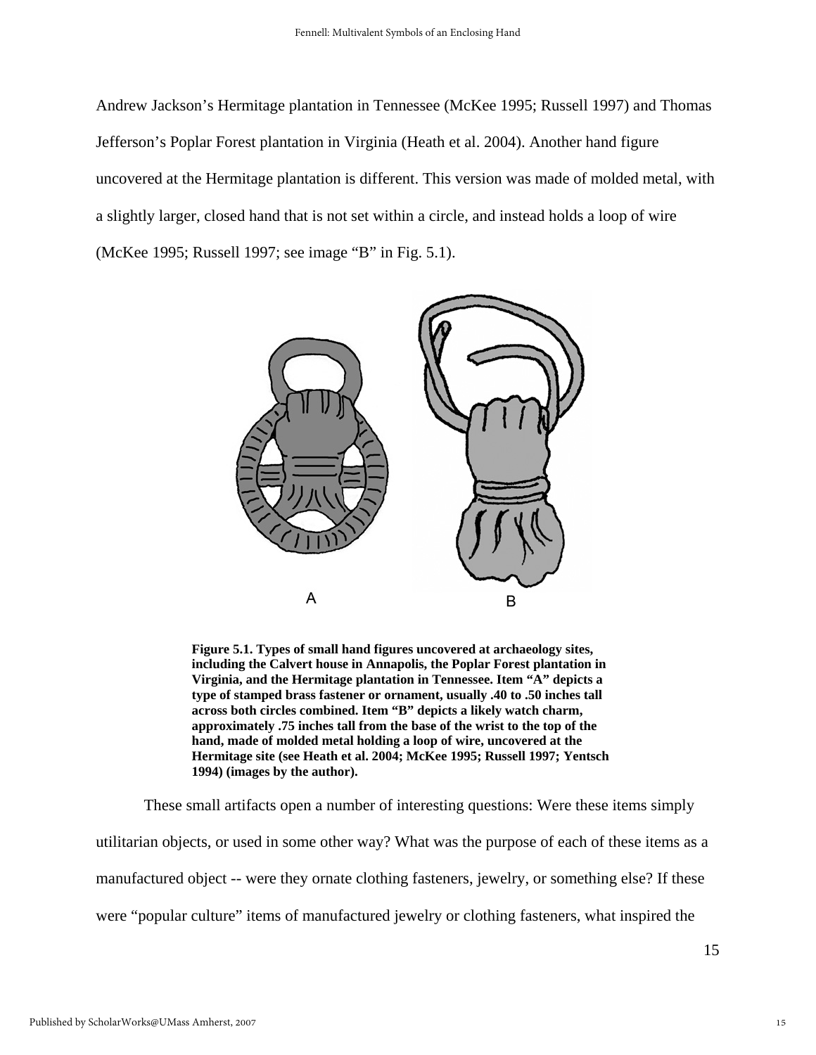Andrew Jackson's Hermitage plantation in Tennessee (McKee 1995; Russell 1997) and Thomas Jefferson's Poplar Forest plantation in Virginia (Heath et al. 2004). Another hand figure uncovered at the Hermitage plantation is different. This version was made of molded metal, with a slightly larger, closed hand that is not set within a circle, and instead holds a loop of wire (McKee 1995; Russell 1997; see image "B" in Fig. 5.1).

**Figure 5.1. Types of small hand figures uncovered at archaeology sites, including the Calvert house in Annapolis, the Poplar Forest plantation in Virginia, and the Hermitage plantation in Tennessee. Item "A" depicts a type of stamped brass fastener or ornament, usually .40 to .50 inches tall across both circles combined. Item "B" depicts a likely watch charm, approximately .75 inches tall from the base of the wrist to the top of the hand, made of molded metal holding a loop of wire, uncovered at the Hermitage site (see Heath et al. 2004; McKee 1995; Russell 1997; Yentsch 1994) (images by the author).**

These small artifacts open a number of interesting questions: Were these items simply utilitarian objects, or used in some other way? What was the purpose of each of these items as a manufactured object -- were they ornate clothing fasteners, jewelry, or something else? If these were "popular culture" items of manufactured jewelry or clothing fasteners, what inspired the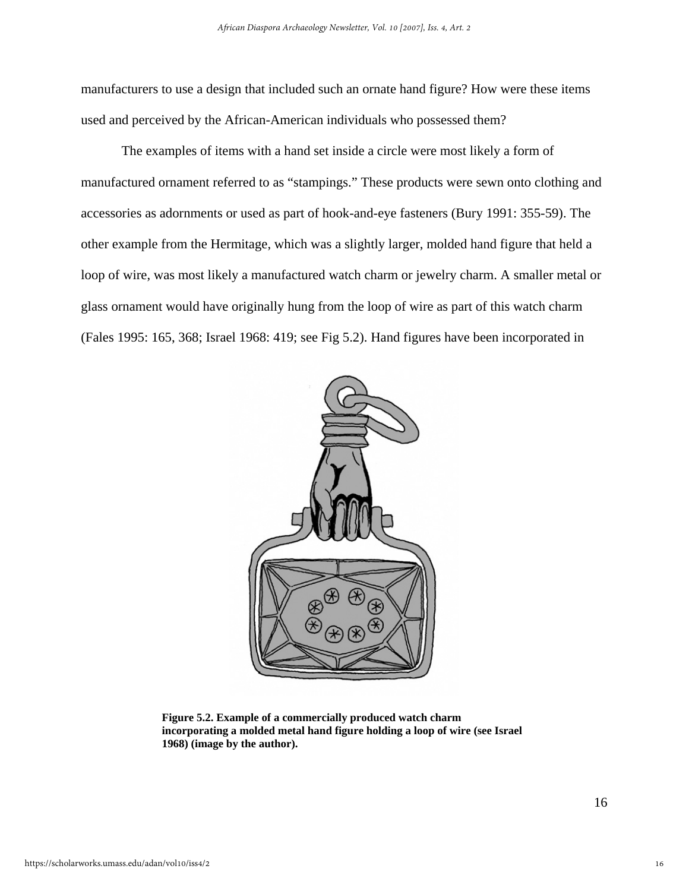manufacturers to use a design that included such an ornate hand figure? How were these items used and perceived by the African-American individuals who possessed them?

The examples of items with a hand set inside a circle were most likely a form of manufactured ornament referred to as "stampings." These products were sewn onto clothing and accessories as adornments or used as part of hook-and-eye fasteners (Bury 1991: 355-59). The other example from the Hermitage, which was a slightly larger, molded hand figure that held a loop of wire, was most likely a manufactured watch charm or jewelry charm. A smaller metal or glass ornament would have originally hung from the loop of wire as part of this watch charm (Fales 1995: 165, 368; Israel 1968: 419; see Fig 5.2). Hand figures have been incorporated in

**Figure 5.2. Example of a commercially produced watch charm incorporating a molded metal hand figure holding a loop of wire (see Israel 1968) (image by the author).**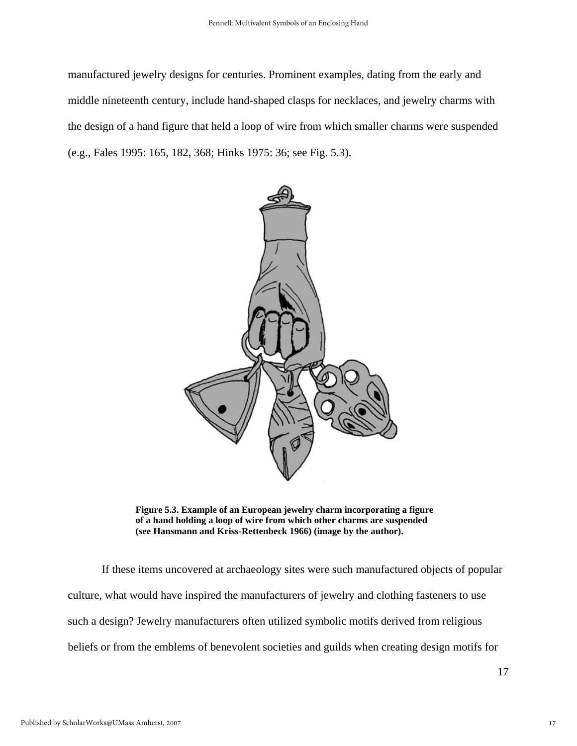manufactured jewelry designs for centuries. Prominent examples, dating from the early and middle nineteenth century, include hand-shaped clasps for necklaces, and jewelry charms with the design of a hand figure that held a loop of wire from which smaller charms were suspended (e.g., Fales 1995: 165, 182, 368; Hinks 1975: 36; see Fig. 5.3).

**Figure 5.3. Example of an European jewelry charm incorporating a figure of a hand holding a loop of wire from which other charms are suspended (see Hansmann and Kriss-Rettenbeck 1966) (image by the author).**

If these items uncovered at archaeology sites were such manufactured objects of popular culture, what would have inspired the manufacturers of jewelry and clothing fasteners to use such a design? Jewelry manufacturers often utilized symbolic motifs derived from religious beliefs or from the emblems of benevolent societies and guilds when creating design motifs for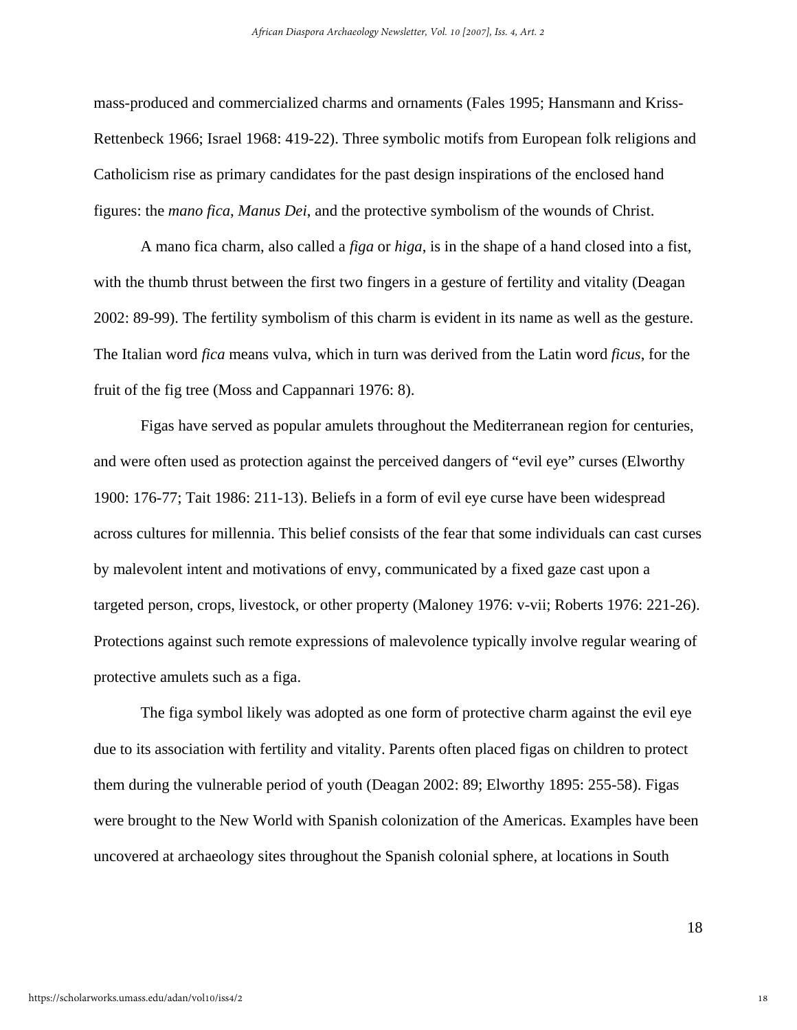mass-produced and commercialized charms and ornaments (Fales 1995; Hansmann and Kriss-Rettenbeck 1966; Israel 1968: 419-22). Three symbolic motifs from European folk religions and Catholicism rise as primary candidates for the past design inspirations of the enclosed hand figures: the *mano fica*, *Manus Dei*, and the protective symbolism of the wounds of Christ.

A mano fica charm, also called a *figa* or *higa*, is in the shape of a hand closed into a fist, with the thumb thrust between the first two fingers in a gesture of fertility and vitality (Deagan 2002: 89-99). The fertility symbolism of this charm is evident in its name as well as the gesture. The Italian word *fica* means vulva, which in turn was derived from the Latin word *ficus*, for the fruit of the fig tree (Moss and Cappannari 1976: 8).

Figas have served as popular amulets throughout the Mediterranean region for centuries, and were often used as protection against the perceived dangers of "evil eye" curses (Elworthy 1900: 176-77; Tait 1986: 211-13). Beliefs in a form of evil eye curse have been widespread across cultures for millennia. This belief consists of the fear that some individuals can cast curses by malevolent intent and motivations of envy, communicated by a fixed gaze cast upon a targeted person, crops, livestock, or other property (Maloney 1976: v-vii; Roberts 1976: 221-26). Protections against such remote expressions of malevolence typically involve regular wearing of protective amulets such as a figa.

The figa symbol likely was adopted as one form of protective charm against the evil eye due to its association with fertility and vitality. Parents often placed figas on children to protect them during the vulnerable period of youth (Deagan 2002: 89; Elworthy 1895: 255-58). Figas were brought to the New World with Spanish colonization of the Americas. Examples have been uncovered at archaeology sites throughout the Spanish colonial sphere, at locations in South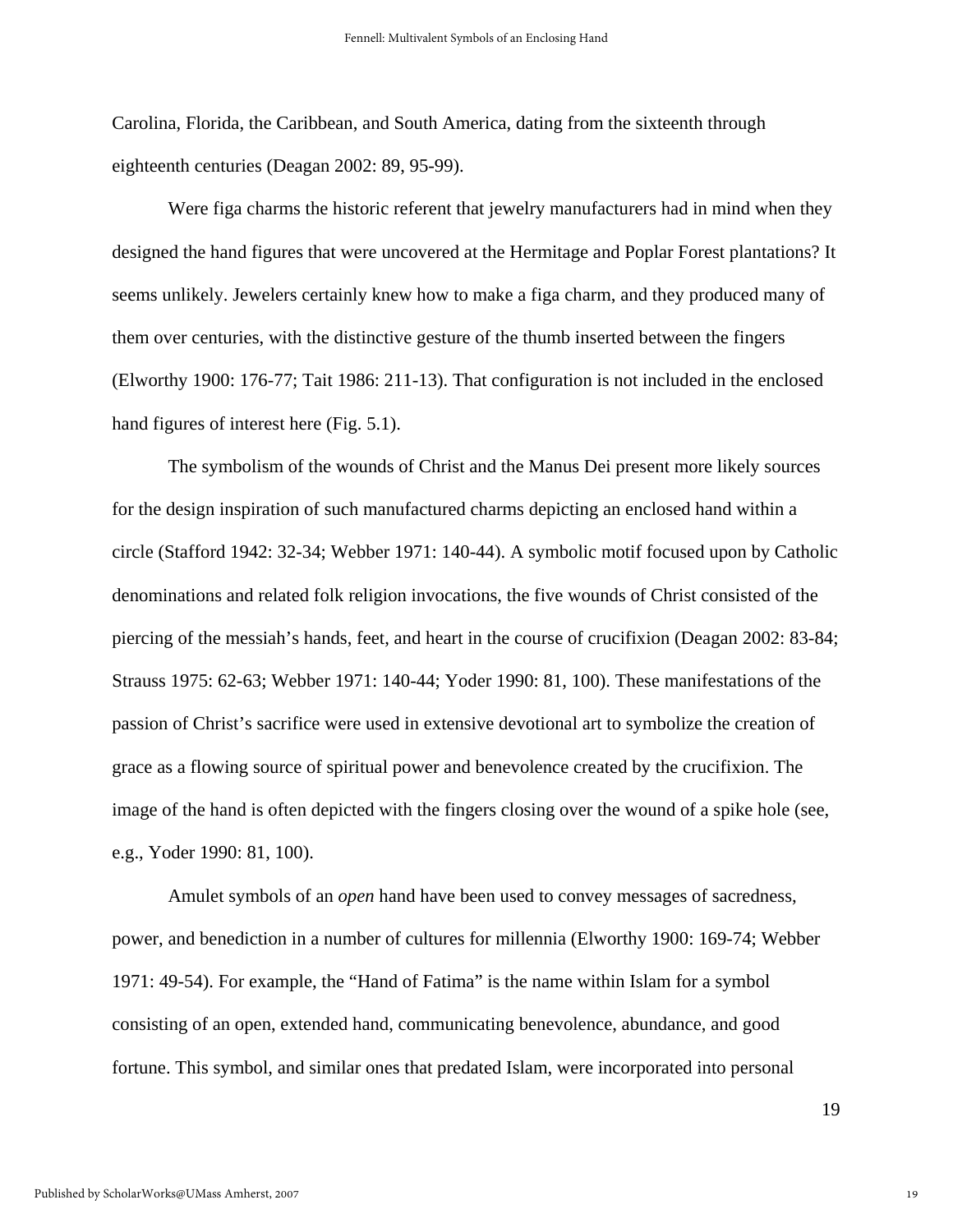Carolina, Florida, the Caribbean, and South America, dating from the sixteenth through eighteenth centuries (Deagan 2002: 89, 95-99).

Were figa charms the historic referent that jewelry manufacturers had in mind when they designed the hand figures that were uncovered at the Hermitage and Poplar Forest plantations? It seems unlikely. Jewelers certainly knew how to make a figa charm, and they produced many of them over centuries, with the distinctive gesture of the thumb inserted between the fingers (Elworthy 1900: 176-77; Tait 1986: 211-13). That configuration is not included in the enclosed hand figures of interest here (Fig. 5.1).

The symbolism of the wounds of Christ and the Manus Dei present more likely sources for the design inspiration of such manufactured charms depicting an enclosed hand within a circle (Stafford 1942: 32-34; Webber 1971: 140-44). A symbolic motif focused upon by Catholic denominations and related folk religion invocations, the five wounds of Christ consisted of the piercing of the messiah's hands, feet, and heart in the course of crucifixion (Deagan 2002: 83-84; Strauss 1975: 62-63; Webber 1971: 140-44; Yoder 1990: 81, 100). These manifestations of the passion of Christ's sacrifice were used in extensive devotional art to symbolize the creation of grace as a flowing source of spiritual power and benevolence created by the crucifixion. The image of the hand is often depicted with the fingers closing over the wound of a spike hole (see, e.g., Yoder 1990: 81, 100).

Amulet symbols of an *open* hand have been used to convey messages of sacredness, power, and benediction in a number of cultures for millennia (Elworthy 1900: 169-74; Webber 1971: 49-54). For example, the "Hand of Fatima" is the name within Islam for a symbol consisting of an open, extended hand, communicating benevolence, abundance, and good fortune. This symbol, and similar ones that predated Islam, were incorporated into personal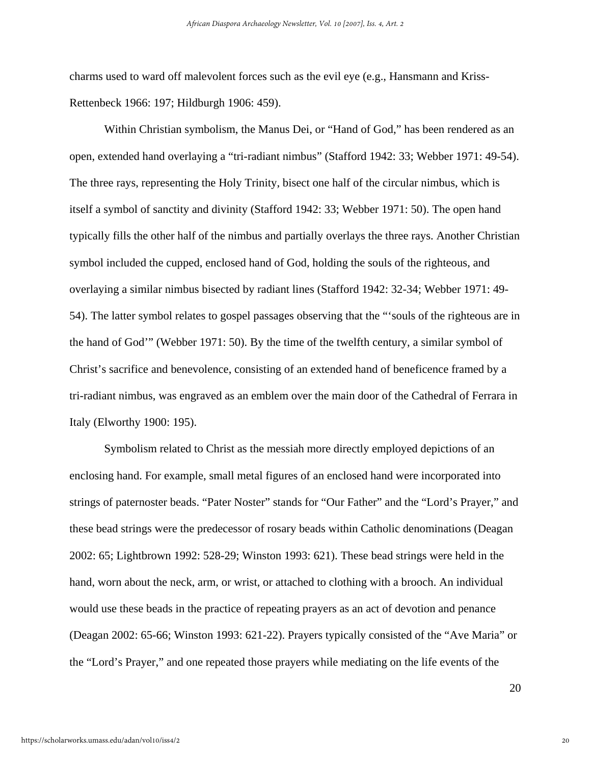charms used to ward off malevolent forces such as the evil eye (e.g., Hansmann and Kriss-Rettenbeck 1966: 197; Hildburgh 1906: 459).

Within Christian symbolism, the Manus Dei, or "Hand of God," has been rendered as an open, extended hand overlaying a "tri-radiant nimbus" (Stafford 1942: 33; Webber 1971: 49-54). The three rays, representing the Holy Trinity, bisect one half of the circular nimbus, which is itself a symbol of sanctity and divinity (Stafford 1942: 33; Webber 1971: 50). The open hand typically fills the other half of the nimbus and partially overlays the three rays. Another Christian symbol included the cupped, enclosed hand of God, holding the souls of the righteous, and overlaying a similar nimbus bisected by radiant lines (Stafford 1942: 32-34; Webber 1971: 49-54). The latter symbol relates to gospel passages observing that the "'souls of the righteous are in the hand of God'" (Webber 1971: 50). By the time of the twelfth century, a similar symbol of Christ's sacrifice and benevolence, consisting of an extended hand of beneficence framed by a tri-radiant nimbus, was engraved as an emblem over the main door of the Cathedral of Ferrara in Italy (Elworthy 1900: 195).

Symbolism related to Christ as the messiah more directly employed depictions of an enclosing hand. For example, small metal figures of an enclosed hand were incorporated into strings of paternoster beads. "Pater Noster" stands for "Our Father" and the "Lord's Prayer," and these bead strings were the predecessor of rosary beads within Catholic denominations (Deagan 2002: 65; Lightbrown 1992: 528-29; Winston 1993: 621). These bead strings were held in the hand, worn about the neck, arm, or wrist, or attached to clothing with a brooch. An individual would use these beads in the practice of repeating prayers as an act of devotion and penance (Deagan 2002: 65-66; Winston 1993: 621-22). Prayers typically consisted of the "Ave Maria" or the "Lord's Prayer," and one repeated those prayers while mediating on the life events of the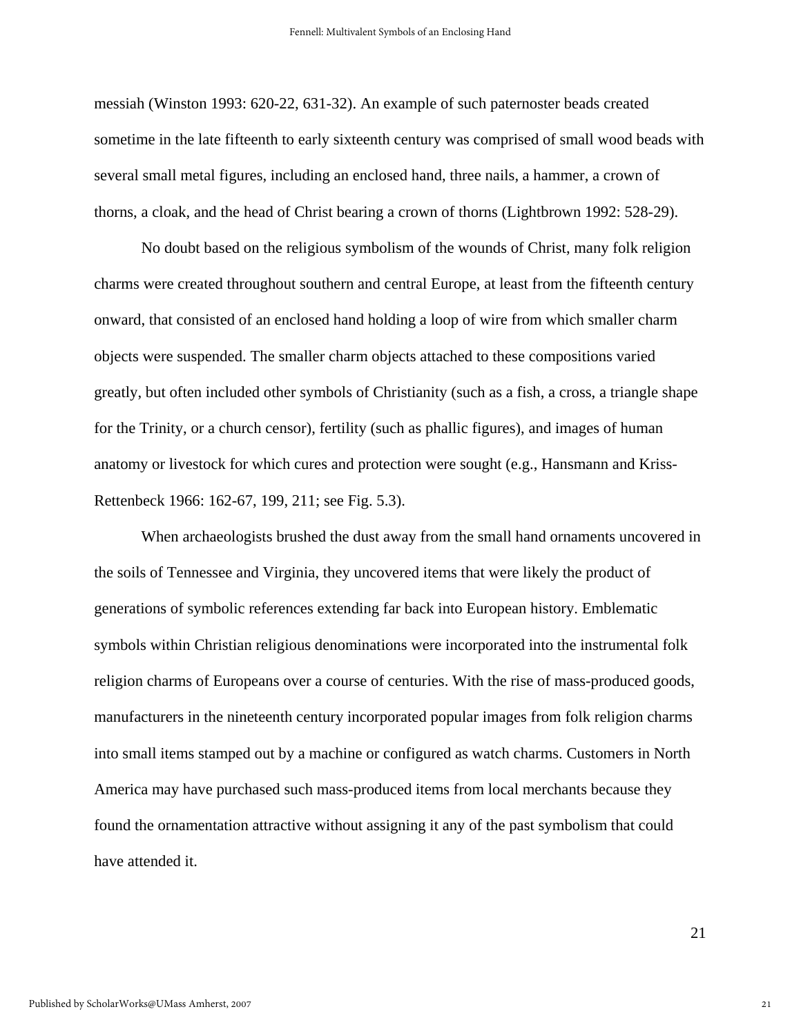messiah (Winston 1993: 620-22, 631-32). An example of such paternoster beads created sometime in the late fifteenth to early sixteenth century was comprised of small wood beads with several small metal figures, including an enclosed hand, three nails, a hammer, a crown of thorns, a cloak, and the head of Christ bearing a crown of thorns (Lightbrown 1992: 528-29).

No doubt based on the religious symbolism of the wounds of Christ, many folk religion charms were created throughout southern and central Europe, at least from the fifteenth century onward, that consisted of an enclosed hand holding a loop of wire from which smaller charm objects were suspended. The smaller charm objects attached to these compositions varied greatly, but often included other symbols of Christianity (such as a fish, a cross, a triangle shape for the Trinity, or a church censor), fertility (such as phallic figures), and images of human anatomy or livestock for which cures and protection were sought (e.g., Hansmann and Kriss-Rettenbeck 1966: 162-67, 199, 211; see Fig. 5.3).

When archaeologists brushed the dust away from the small hand ornaments uncovered in the soils of Tennessee and Virginia, they uncovered items that were likely the product of generations of symbolic references extending far back into European history. Emblematic symbols within Christian religious denominations were incorporated into the instrumental folk religion charms of Europeans over a course of centuries. With the rise of mass-produced goods, manufacturers in the nineteenth century incorporated popular images from folk religion charms into small items stamped out by a machine or configured as watch charms. Customers in North America may have purchased such mass-produced items from local merchants because they found the ornamentation attractive without assigning it any of the past symbolism that could have attended it.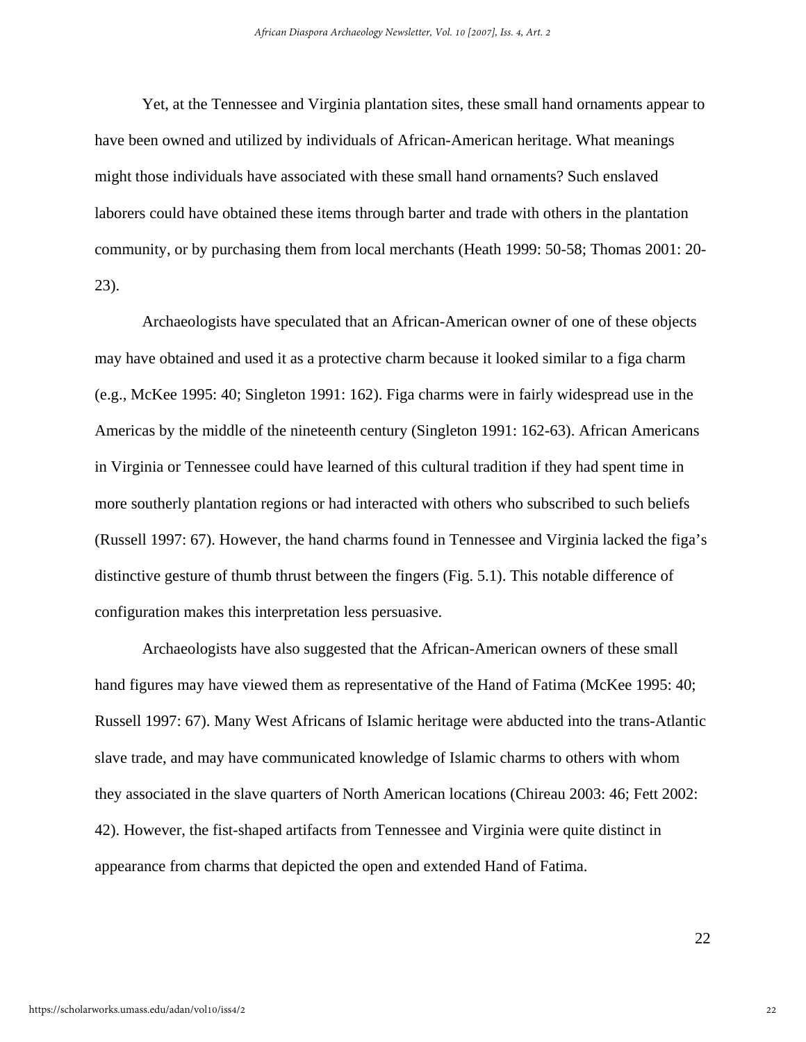Yet, at the Tennessee and Virginia plantation sites, these small hand ornaments appear to have been owned and utilized by individuals of African-American heritage. What meanings might those individuals have associated with these small hand ornaments? Such enslaved laborers could have obtained these items through barter and trade with others in the plantation community, or by purchasing them from local merchants (Heath 1999: 50-58; Thomas 2001: 20-23).

Archaeologists have speculated that an African-American owner of one of these objects may have obtained and used it as a protective charm because it looked similar to a figa charm (e.g., McKee 1995: 40; Singleton 1991: 162). Figa charms were in fairly widespread use in the Americas by the middle of the nineteenth century (Singleton 1991: 162-63). African Americans in Virginia or Tennessee could have learned of this cultural tradition if they had spent time in more southerly plantation regions or had interacted with others who subscribed to such beliefs (Russell 1997: 67). However, the hand charms found in Tennessee and Virginia lacked the figa's distinctive gesture of thumb thrust between the fingers (Fig. 5.1). This notable difference of configuration makes this interpretation less persuasive.

Archaeologists have also suggested that the African-American owners of these small hand figures may have viewed them as representative of the Hand of Fatima (McKee 1995: 40; Russell 1997: 67). Many West Africans of Islamic heritage were abducted into the trans-Atlantic slave trade, and may have communicated knowledge of Islamic charms to others with whom they associated in the slave quarters of North American locations (Chireau 2003: 46; Fett 2002: 42). However, the fist-shaped artifacts from Tennessee and Virginia were quite distinct in appearance from charms that depicted the open and extended Hand of Fatima.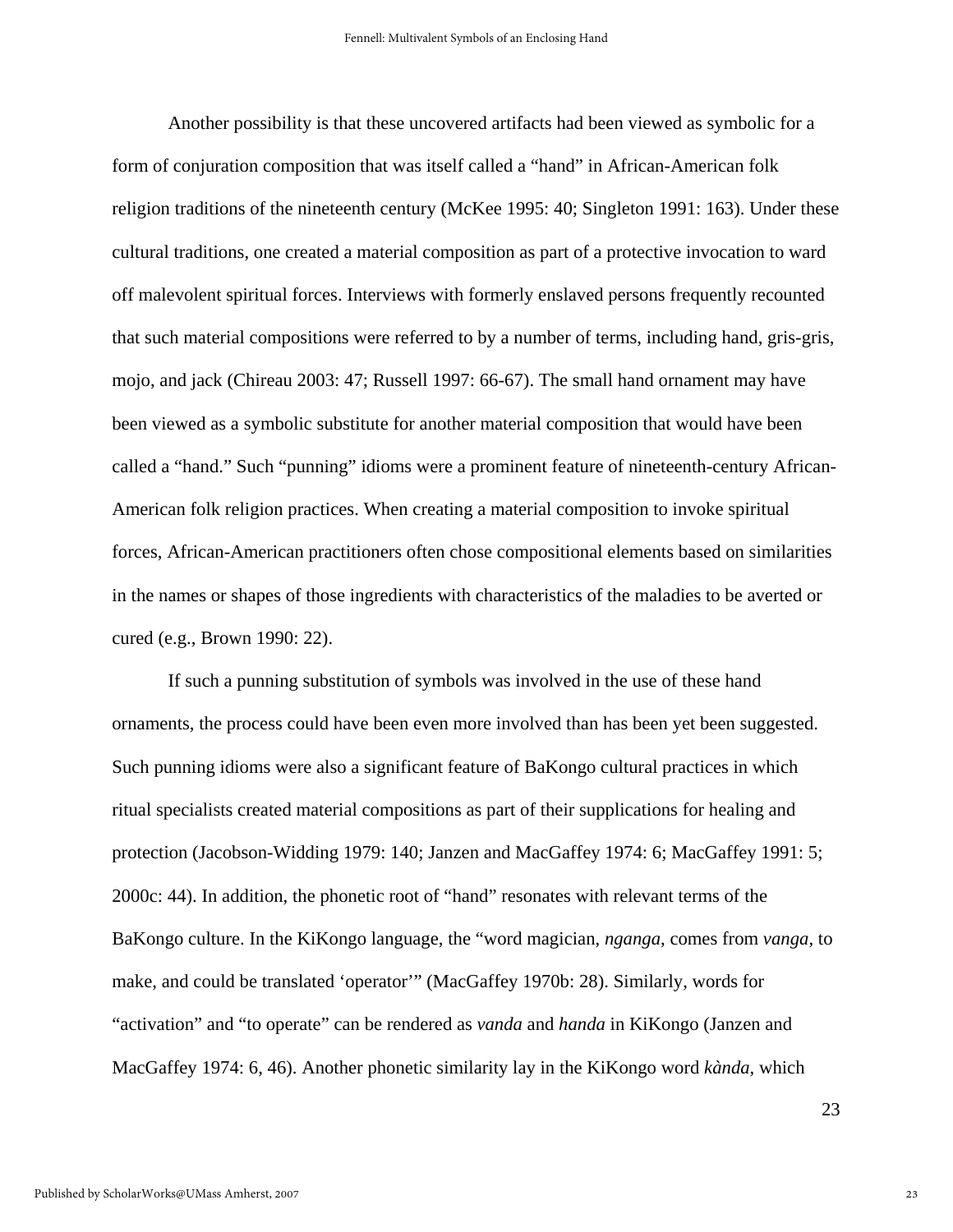Another possibility is that these uncovered artifacts had been viewed as symbolic for a form of conjuration composition that was itself called a “hand” in African-American folk religion traditions of the nineteenth century (McKee 1995: 40; Singleton 1991: 163). Under these cultural traditions, one created a material composition as part of a protective invocation to ward off malevolent spiritual forces. Interviews with formerly enslaved persons frequently recounted that such material compositions were referred to by a number of terms, including hand, gris-gris, mojo, and jack (Chireau 2003: 47; Russell 1997: 66-67). The small hand ornament may have been viewed as a symbolic substitute for another material composition that would have been called a “hand.” Such “punning” idioms were a prominent feature of nineteenth-century African-American folk religion practices. When creating a material composition to invoke spiritual forces, African-American practitioners often chose compositional elements based on similarities in the names or shapes of those ingredients with characteristics of the maladies to be averted or cured (e.g., Brown 1990: 22).

If such a punning substitution of symbols was involved in the use of these hand ornaments, the process could have been even more involved than has been yet been suggested. Such punning idioms were also a significant feature of BaKongo cultural practices in which ritual specialists created material compositions as part of their supplications for healing and protection (Jacobson-Widding 1979: 140; Janzen and MacGaffey 1974: 6; MacGaffey 1991: 5; 2000c: 44). In addition, the phonetic root of “hand” resonates with relevant terms of the BaKongo culture. In the KiKongo language, the “word magician, *nganga*, comes from *vanga*, to make, and could be translated ‘operator’” (MacGaffey 1970b: 28). Similarly, words for “activation” and “to operate” can be rendered as *vanda* and *handa* in KiKongo (Janzen and MacGaffey 1974: 6, 46). Another phonetic similarity lay in the KiKongo word *kànda*, which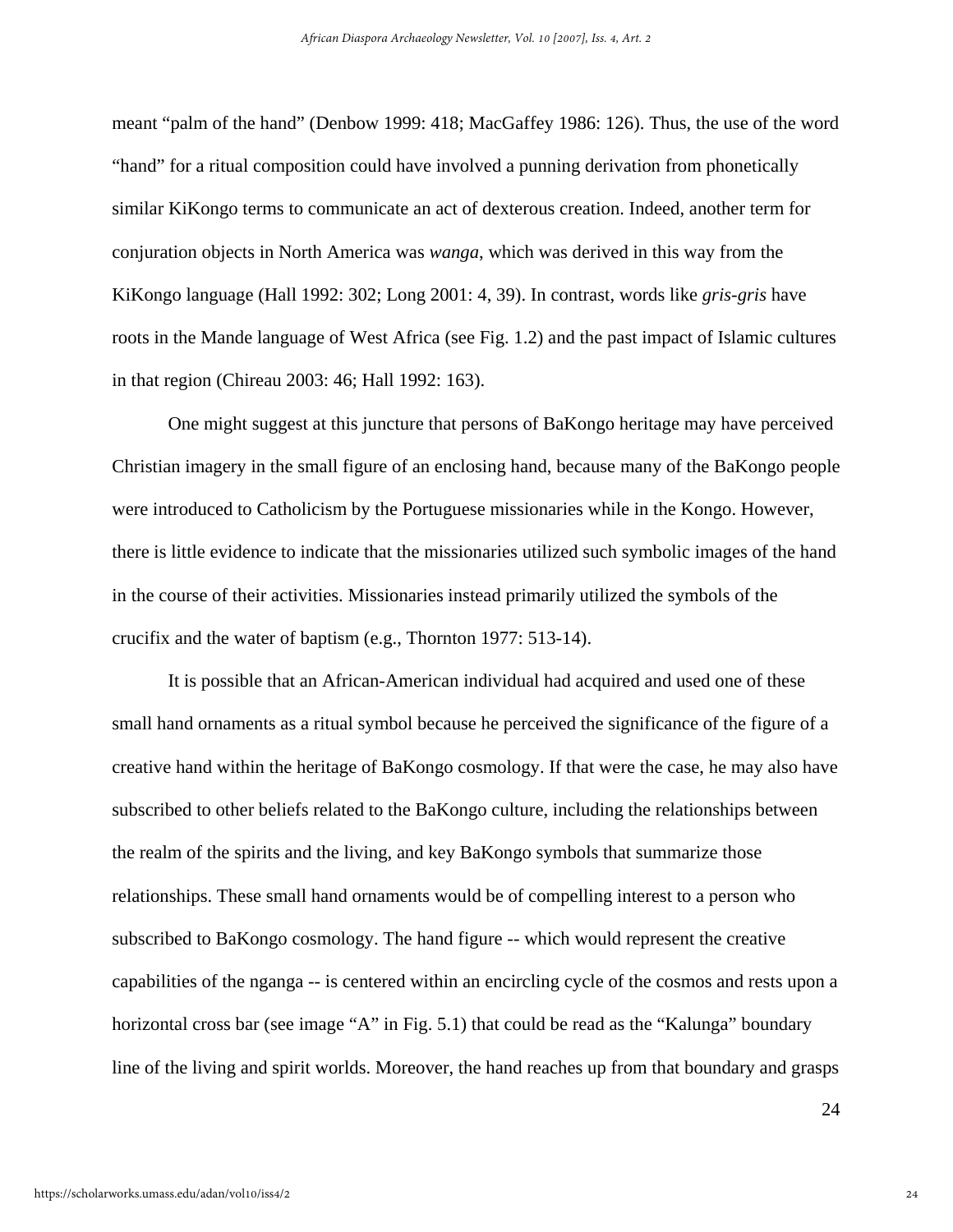meant "palm of the hand" (Denbow 1999: 418; MacGaffey 1986: 126). Thus, the use of the word "hand" for a ritual composition could have involved a punning derivation from phonetically similar KiKongo terms to communicate an act of dexterous creation. Indeed, another term for conjuration objects in North America was *wanga*, which was derived in this way from the KiKongo language (Hall 1992: 302; Long 2001: 4, 39). In contrast, words like *gris-gris* have roots in the Mande language of West Africa (see Fig. 1.2) and the past impact of Islamic cultures in that region (Chireau 2003: 46; Hall 1992: 163).

One might suggest at this juncture that persons of BaKongo heritage may have perceived Christian imagery in the small figure of an enclosing hand, because many of the BaKongo people were introduced to Catholicism by the Portuguese missionaries while in the Kongo. However, there is little evidence to indicate that the missionaries utilized such symbolic images of the hand in the course of their activities. Missionaries instead primarily utilized the symbols of the crucifix and the water of baptism (e.g., Thornton 1977: 513-14).

It is possible that an African-American individual had acquired and used one of these small hand ornaments as a ritual symbol because he perceived the significance of the figure of a creative hand within the heritage of BaKongo cosmology. If that were the case, he may also have subscribed to other beliefs related to the BaKongo culture, including the relationships between the realm of the spirits and the living, and key BaKongo symbols that summarize those relationships. These small hand ornaments would be of compelling interest to a person who subscribed to BaKongo cosmology. The hand figure -- which would represent the creative capabilities of the nganga -- is centered within an encircling cycle of the cosmos and rests upon a horizontal cross bar (see image "A" in Fig. 5.1) that could be read as the "Kalunga" boundary line of the living and spirit worlds. Moreover, the hand reaches up from that boundary and grasps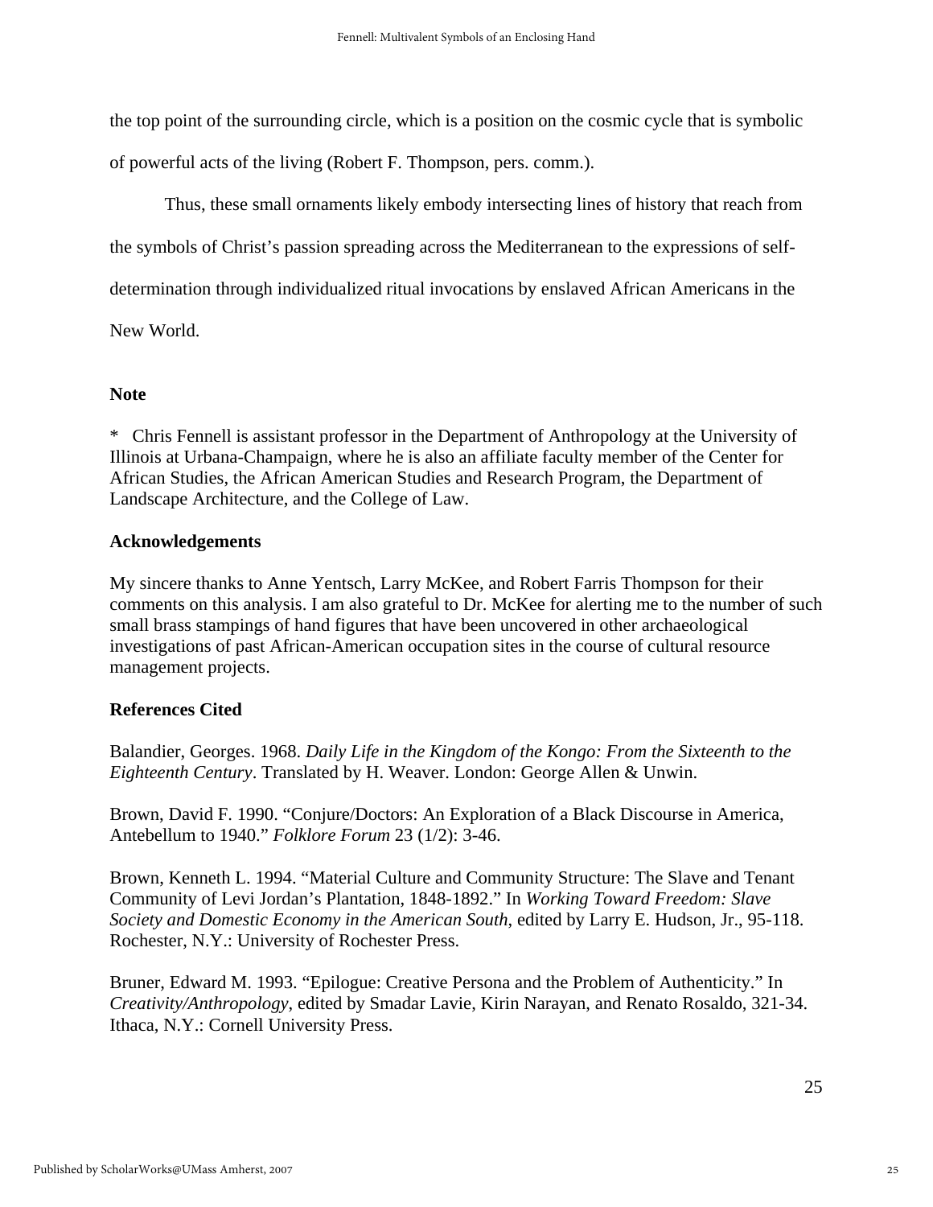the top point of the surrounding circle, which is a position on the cosmic cycle that is symbolic of powerful acts of the living (Robert F. Thompson, pers. comm.).

Thus, these small ornaments likely embody intersecting lines of history that reach from the symbols of Christ's passion spreading across the Mediterranean to the expressions of self-determination through individualized ritual invocations by enslaved African Americans in the New World.

## Note

* Chris Fennell is assistant professor in the Department of Anthropology at the University of Illinois at Urbana-Champaign, where he is also an affiliate faculty member of the Center for African Studies, the African American Studies and Research Program, the Department of Landscape Architecture, and the College of Law.

## Acknowledgements

My sincere thanks to Anne Yentsch, Larry McKee, and Robert Farris Thompson for their comments on this analysis. I am also grateful to Dr. McKee for alerting me to the number of such small brass stampings of hand figures that have been uncovered in other archaeological investigations of past African-American occupation sites in the course of cultural resource management projects.

## References Cited

Balandier, Georges. 1968. *Daily Life in the Kingdom of the Kongo: From the Sixteenth to the Eighteenth Century*. Translated by H. Weaver. London: George Allen & Unwin.

Brown, David F. 1990. "Conjure/Doctors: An Exploration of a Black Discourse in America, Antebellum to 1940." *Folklore Forum* 23 (1/2): 3-46.

Brown, Kenneth L. 1994. "Material Culture and Community Structure: The Slave and Tenant Community of Levi Jordan's Plantation, 1848-1892." In *Working Toward Freedom: Slave Society and Domestic Economy in the American South*, edited by Larry E. Hudson, Jr., 95-118. Rochester, N.Y.: University of Rochester Press.

Bruner, Edward M. 1993. "Epilogue: Creative Persona and the Problem of Authenticity." In *Creativity/Anthropology*, edited by Smadar Lavie, Kirin Narayan, and Renato Rosaldo, 321-34. Ithaca, N.Y.: Cornell University Press.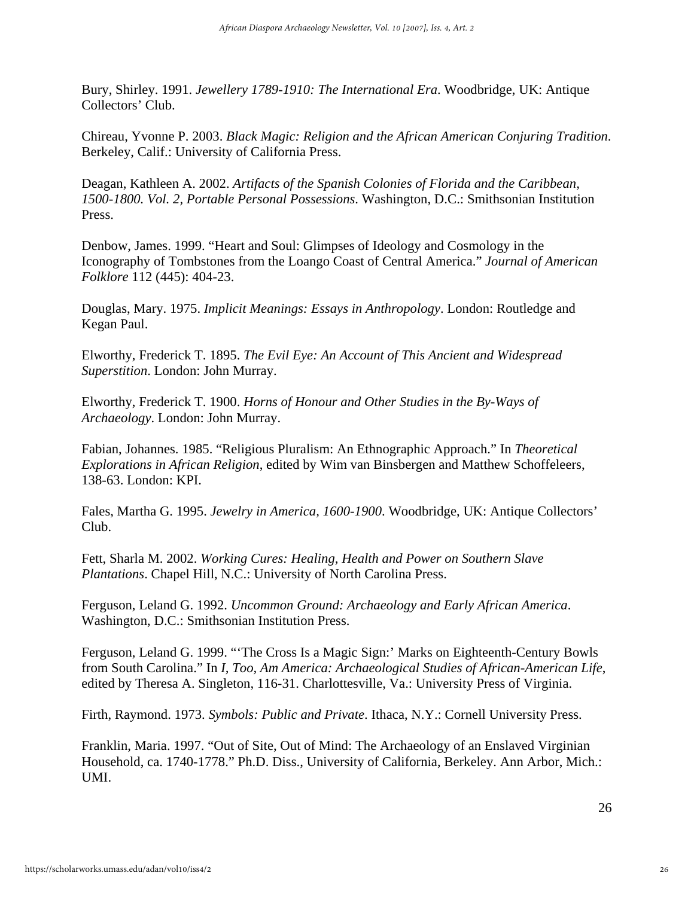Bury, Shirley. 1991. *Jewellery 1789-1910: The International Era*. Woodbridge, UK: Antique Collectors' Club.

Chireau, Yvonne P. 2003. *Black Magic: Religion and the African American Conjuring Tradition*. Berkeley, Calif.: University of California Press.

Deagan, Kathleen A. 2002. *Artifacts of the Spanish Colonies of Florida and the Caribbean, 1500-1800. Vol. 2, Portable Personal Possessions*. Washington, D.C.: Smithsonian Institution Press.

Denbow, James. 1999. "Heart and Soul: Glimpses of Ideology and Cosmology in the Iconography of Tombstones from the Loango Coast of Central America." *Journal of American Folklore* 112 (445): 404-23.

Douglas, Mary. 1975. *Implicit Meanings: Essays in Anthropology*. London: Routledge and Kegan Paul.

Elworthy, Frederick T. 1895. *The Evil Eye: An Account of This Ancient and Widespread Superstition*. London: John Murray.

Elworthy, Frederick T. 1900. *Horns of Honour and Other Studies in the By-Ways of Archaeology*. London: John Murray.

Fabian, Johannes. 1985. "Religious Pluralism: An Ethnographic Approach." In *Theoretical Explorations in African Religion*, edited by Wim van Binsbergen and Matthew Schoffeleers, 138-63. London: KPI.

Fales, Martha G. 1995. *Jewelry in America, 1600-1900*. Woodbridge, UK: Antique Collectors' Club.

Fett, Sharla M. 2002. *Working Cures: Healing, Health and Power on Southern Slave Plantations*. Chapel Hill, N.C.: University of North Carolina Press.

Ferguson, Leland G. 1992. *Uncommon Ground: Archaeology and Early African America*. Washington, D.C.: Smithsonian Institution Press.

Ferguson, Leland G. 1999. "'The Cross Is a Magic Sign:' Marks on Eighteenth-Century Bowls from South Carolina." In *I, Too, Am America: Archaeological Studies of African-American Life*, edited by Theresa A. Singleton, 116-31. Charlottesville, Va.: University Press of Virginia.

Firth, Raymond. 1973. *Symbols: Public and Private*. Ithaca, N.Y.: Cornell University Press.

Franklin, Maria. 1997. "Out of Site, Out of Mind: The Archaeology of an Enslaved Virginian Household, ca. 1740-1778." Ph.D. Diss., University of California, Berkeley. Ann Arbor, Mich.: UMI.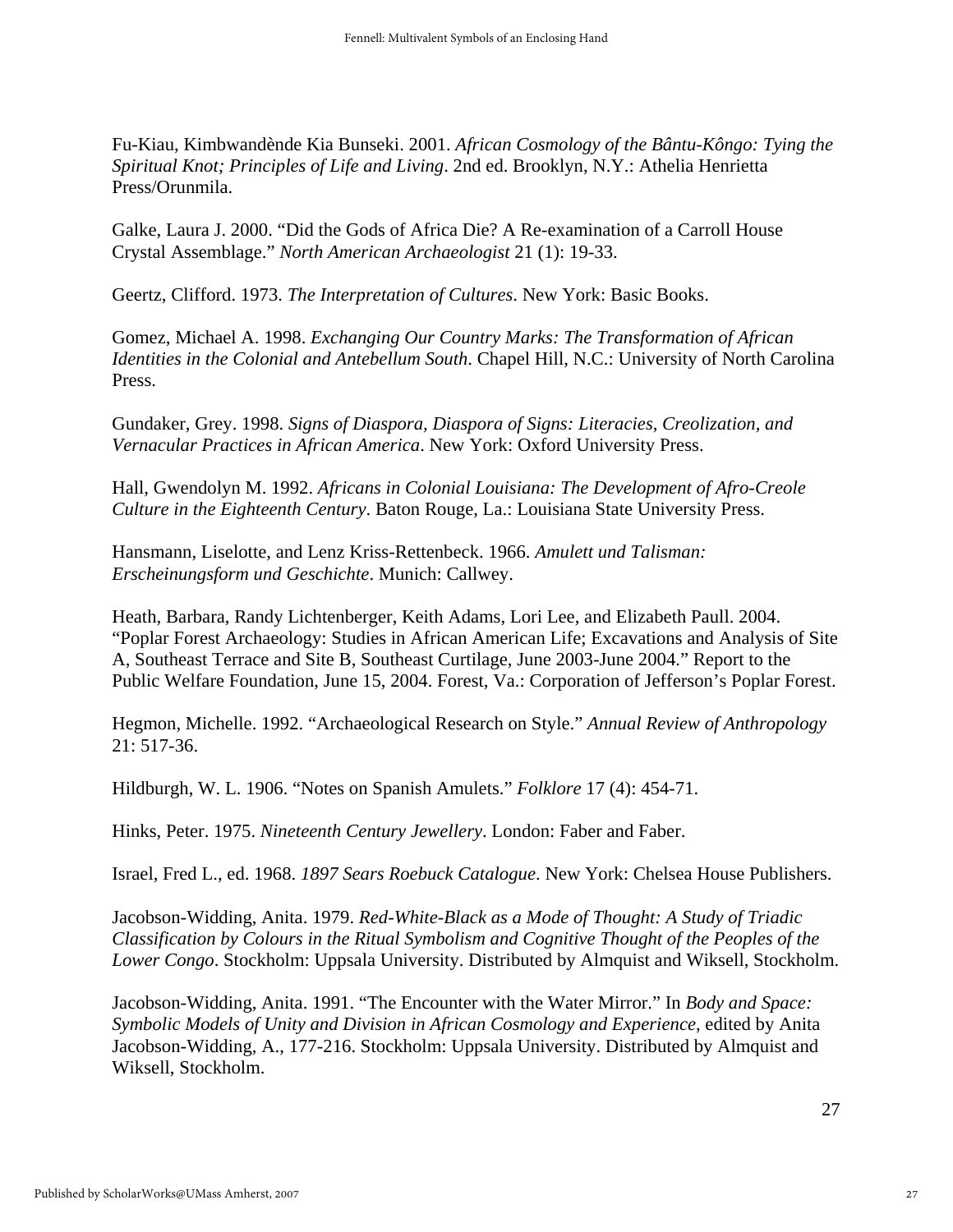Fu-Kiau, Kimbwandènde Kia Bunseki. 2001. *African Cosmology of the Bântu-Kôngo: Tying the Spiritual Knot; Principles of Life and Living*. 2nd ed. Brooklyn, N.Y.: Athelia Henrietta Press/Orunmila.

Galke, Laura J. 2000. "Did the Gods of Africa Die? A Re-examination of a Carroll House Crystal Assemblage." *North American Archaeologist* 21 (1): 19-33.

Geertz, Clifford. 1973. *The Interpretation of Cultures*. New York: Basic Books.

Gomez, Michael A. 1998. *Exchanging Our Country Marks: The Transformation of African Identities in the Colonial and Antebellum South*. Chapel Hill, N.C.: University of North Carolina Press.

Gundaker, Grey. 1998. *Signs of Diaspora, Diaspora of Signs: Literacies, Creolization, and Vernacular Practices in African America*. New York: Oxford University Press.

Hall, Gwendolyn M. 1992. *Africans in Colonial Louisiana: The Development of Afro-Creole Culture in the Eighteenth Century*. Baton Rouge, La.: Louisiana State University Press.

Hansmann, Liselotte, and Lenz Kriss-Rettenbeck. 1966. *Amulett und Talisman: Erscheinungsform und Geschichte*. Munich: Callwey.

Heath, Barbara, Randy Lichtenberger, Keith Adams, Lori Lee, and Elizabeth Paull. 2004. "Poplar Forest Archaeology: Studies in African American Life; Excavations and Analysis of Site A, Southeast Terrace and Site B, Southeast Curtilage, June 2003-June 2004." Report to the Public Welfare Foundation, June 15, 2004. Forest, Va.: Corporation of Jefferson's Poplar Forest.

Hegmon, Michelle. 1992. "Archaeological Research on Style." *Annual Review of Anthropology* 21: 517-36.

Hildburgh, W. L. 1906. "Notes on Spanish Amulets." *Folklore* 17 (4): 454-71.

Hinks, Peter. 1975. *Nineteenth Century Jewellery*. London: Faber and Faber.

Israel, Fred L., ed. 1968. *1897 Sears Roebuck Catalogue*. New York: Chelsea House Publishers.

Jacobson-Widding, Anita. 1979. *Red-White-Black as a Mode of Thought: A Study of Triadic Classification by Colours in the Ritual Symbolism and Cognitive Thought of the Peoples of the Lower Congo*. Stockholm: Uppsala University. Distributed by Almquist and Wiksell, Stockholm.

Jacobson-Widding, Anita. 1991. "The Encounter with the Water Mirror." In *Body and Space: Symbolic Models of Unity and Division in African Cosmology and Experience*, edited by Anita Jacobson-Widding, A., 177-216. Stockholm: Uppsala University. Distributed by Almquist and Wiksell, Stockholm.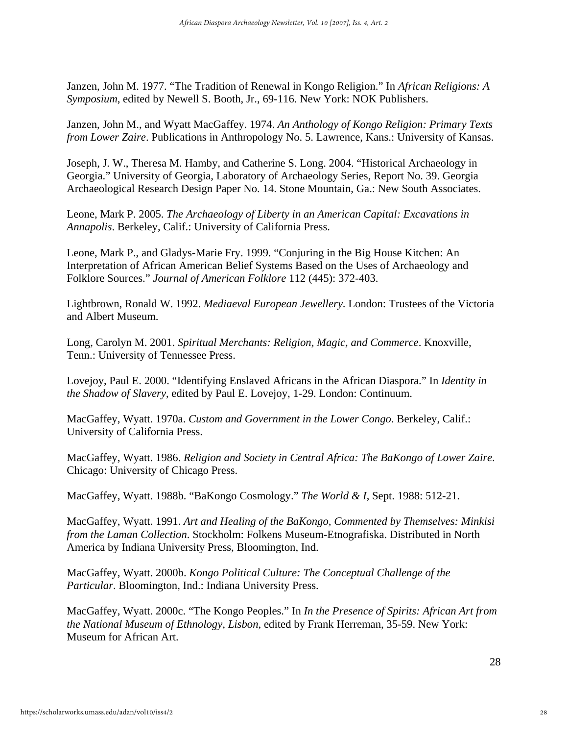Janzen, John M. 1977. “The Tradition of Renewal in Kongo Religion.” In *African Religions: A Symposium*, edited by Newell S. Booth, Jr., 69-116. New York: NOK Publishers.

Janzen, John M., and Wyatt MacGaffey. 1974. *An Anthology of Kongo Religion: Primary Texts from Lower Zaire*. Publications in Anthropology No. 5. Lawrence, Kans.: University of Kansas.

Joseph, J. W., Theresa M. Hamby, and Catherine S. Long. 2004. “Historical Archaeology in Georgia.” University of Georgia, Laboratory of Archaeology Series, Report No. 39. Georgia Archaeological Research Design Paper No. 14. Stone Mountain, Ga.: New South Associates.

Leone, Mark P. 2005. *The Archaeology of Liberty in an American Capital: Excavations in Annapolis*. Berkeley, Calif.: University of California Press.

Leone, Mark P., and Gladys-Marie Fry. 1999. “Conjuring in the Big House Kitchen: An Interpretation of African American Belief Systems Based on the Uses of Archaeology and Folklore Sources.” *Journal of American Folklore* 112 (445): 372-403.

Lightbrown, Ronald W. 1992. *Mediaeval European Jewellery*. London: Trustees of the Victoria and Albert Museum.

Long, Carolyn M. 2001. *Spiritual Merchants: Religion, Magic, and Commerce*. Knoxville, Tenn.: University of Tennessee Press.

Lovejoy, Paul E. 2000. “Identifying Enslaved Africans in the African Diaspora.” In *Identity in the Shadow of Slavery*, edited by Paul E. Lovejoy, 1-29. London: Continuum.

MacGaffey, Wyatt. 1970a. *Custom and Government in the Lower Congo*. Berkeley, Calif.: University of California Press.

MacGaffey, Wyatt. 1986. *Religion and Society in Central Africa: The BaKongo of Lower Zaire*. Chicago: University of Chicago Press.

MacGaffey, Wyatt. 1988b. “BaKongo Cosmology.” *The World & I*, Sept. 1988: 512-21.

MacGaffey, Wyatt. 1991. *Art and Healing of the BaKongo, Commented by Themselves: Minkisi from the Laman Collection*. Stockholm: Folkens Museum-Etnografiska. Distributed in North America by Indiana University Press, Bloomington, Ind.

MacGaffey, Wyatt. 2000b. *Kongo Political Culture: The Conceptual Challenge of the Particular*. Bloomington, Ind.: Indiana University Press.

MacGaffey, Wyatt. 2000c. “The Kongo Peoples.” In *In the Presence of Spirits: African Art from the National Museum of Ethnology, Lisbon*, edited by Frank Herreman, 35-59. New York: Museum for African Art.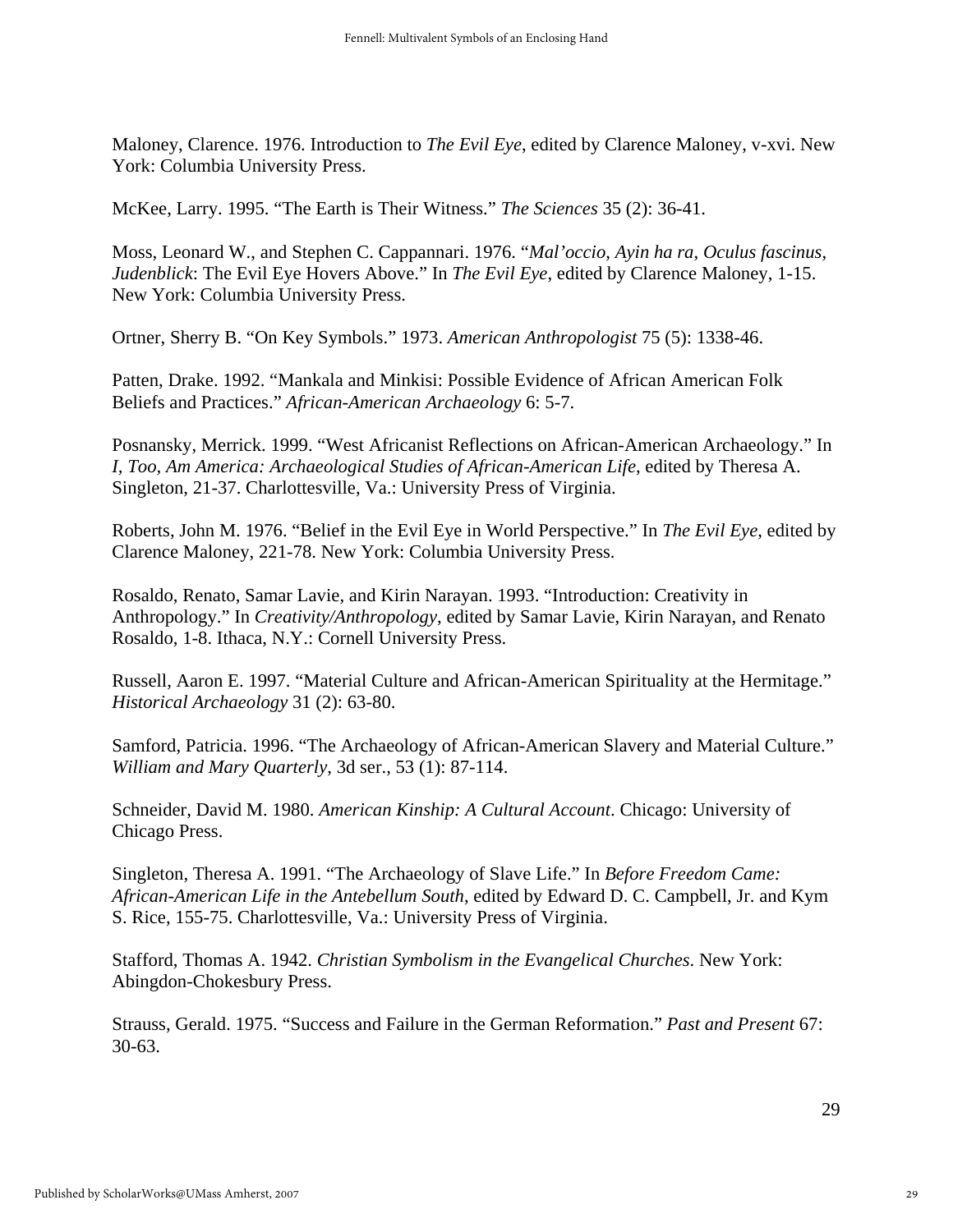Maloney, Clarence. 1976. Introduction to *The Evil Eye*, edited by Clarence Maloney, v-xvi. New York: Columbia University Press.

McKee, Larry. 1995. “The Earth is Their Witness.” *The Sciences* 35 (2): 36-41.

Moss, Leonard W., and Stephen C. Cappannari. 1976. “*Mal’occio, Ayin ha ra, Oculus fascinus, Judenblick*: The Evil Eye Hovers Above.” In *The Evil Eye*, edited by Clarence Maloney, 1-15. New York: Columbia University Press.

Ortner, Sherry B. “On Key Symbols.” 1973. *American Anthropologist* 75 (5): 1338-46.

Patten, Drake. 1992. “Mankala and Minkisi: Possible Evidence of African American Folk Beliefs and Practices.” *African-American Archaeology* 6: 5-7.

Posnansky, Merrick. 1999. “West Africanist Reflections on African-American Archaeology.” In *I, Too, Am America: Archaeological Studies of African-American Life*, edited by Theresa A. Singleton, 21-37. Charlottesville, Va.: University Press of Virginia.

Roberts, John M. 1976. “Belief in the Evil Eye in World Perspective.” In *The Evil Eye*, edited by Clarence Maloney, 221-78. New York: Columbia University Press.

Rosaldo, Renato, Samar Lavie, and Kirin Narayan. 1993. “Introduction: Creativity in Anthropology.” In *Creativity/Anthropology*, edited by Samar Lavie, Kirin Narayan, and Renato Rosaldo, 1-8. Ithaca, N.Y.: Cornell University Press.

Russell, Aaron E. 1997. “Material Culture and African-American Spirituality at the Hermitage.” *Historical Archaeology* 31 (2): 63-80.

Samford, Patricia. 1996. “The Archaeology of African-American Slavery and Material Culture.” *William and Mary Quarterly*, 3d ser., 53 (1): 87-114.

Schneider, David M. 1980. *American Kinship: A Cultural Account*. Chicago: University of Chicago Press.

Singleton, Theresa A. 1991. “The Archaeology of Slave Life.” In *Before Freedom Came: African-American Life in the Antebellum South*, edited by Edward D. C. Campbell, Jr. and Kym S. Rice, 155-75. Charlottesville, Va.: University Press of Virginia.

Stafford, Thomas A. 1942. *Christian Symbolism in the Evangelical Churches*. New York: Abingdon-Chokesbury Press.

Strauss, Gerald. 1975. “Success and Failure in the German Reformation.” *Past and Present* 67: 30-63.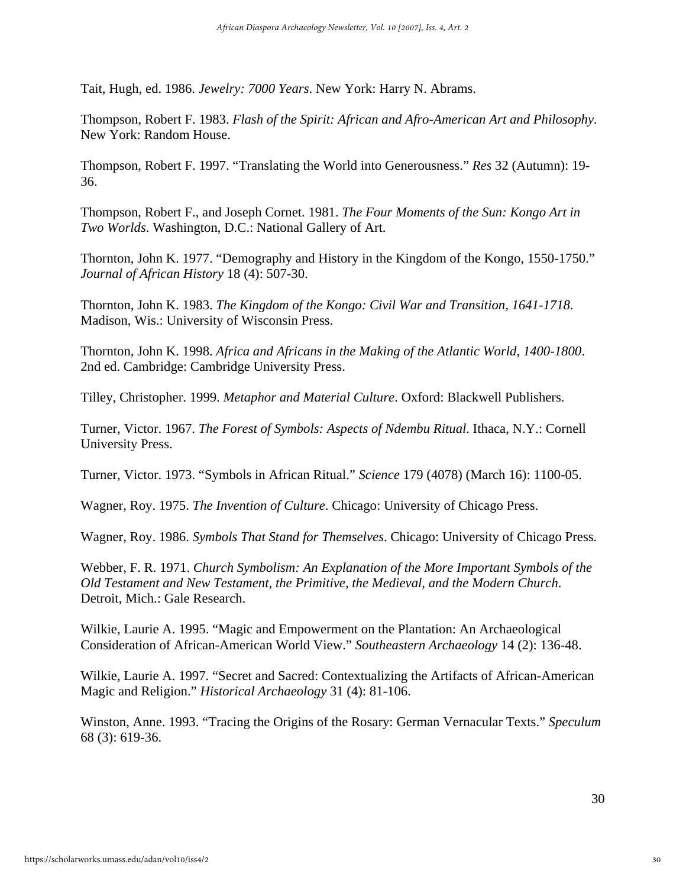Tait, Hugh, ed. 1986. *Jewelry: 7000 Years*. New York: Harry N. Abrams.

Thompson, Robert F. 1983. *Flash of the Spirit: African and Afro-American Art and Philosophy*. New York: Random House.

Thompson, Robert F. 1997. "Translating the World into Generousness." *Res* 32 (Autumn): 19-36.

Thompson, Robert F., and Joseph Cornet. 1981. *The Four Moments of the Sun: Kongo Art in Two Worlds*. Washington, D.C.: National Gallery of Art.

Thornton, John K. 1977. "Demography and History in the Kingdom of the Kongo, 1550-1750." *Journal of African History* 18 (4): 507-30.

Thornton, John K. 1983. *The Kingdom of the Kongo: Civil War and Transition, 1641-1718*. Madison, Wis.: University of Wisconsin Press.

Thornton, John K. 1998. *Africa and Africans in the Making of the Atlantic World, 1400-1800*. 2nd ed. Cambridge: Cambridge University Press.

Tilley, Christopher. 1999. *Metaphor and Material Culture*. Oxford: Blackwell Publishers.

Turner, Victor. 1967. *The Forest of Symbols: Aspects of Ndembu Ritual*. Ithaca, N.Y.: Cornell University Press.

Turner, Victor. 1973. "Symbols in African Ritual." *Science* 179 (4078) (March 16): 1100-05.

Wagner, Roy. 1975. *The Invention of Culture*. Chicago: University of Chicago Press.

Wagner, Roy. 1986. *Symbols That Stand for Themselves*. Chicago: University of Chicago Press.

Webber, F. R. 1971. *Church Symbolism: An Explanation of the More Important Symbols of the Old Testament and New Testament, the Primitive, the Medieval, and the Modern Church*. Detroit, Mich.: Gale Research.

Wilkie, Laurie A. 1995. "Magic and Empowerment on the Plantation: An Archaeological Consideration of African-American World View." *Southeastern Archaeology* 14 (2): 136-48.

Wilkie, Laurie A. 1997. "Secret and Sacred: Contextualizing the Artifacts of African-American Magic and Religion." *Historical Archaeology* 31 (4): 81-106.

Winston, Anne. 1993. "Tracing the Origins of the Rosary: German Vernacular Texts." *Speculum* 68 (3): 619-36.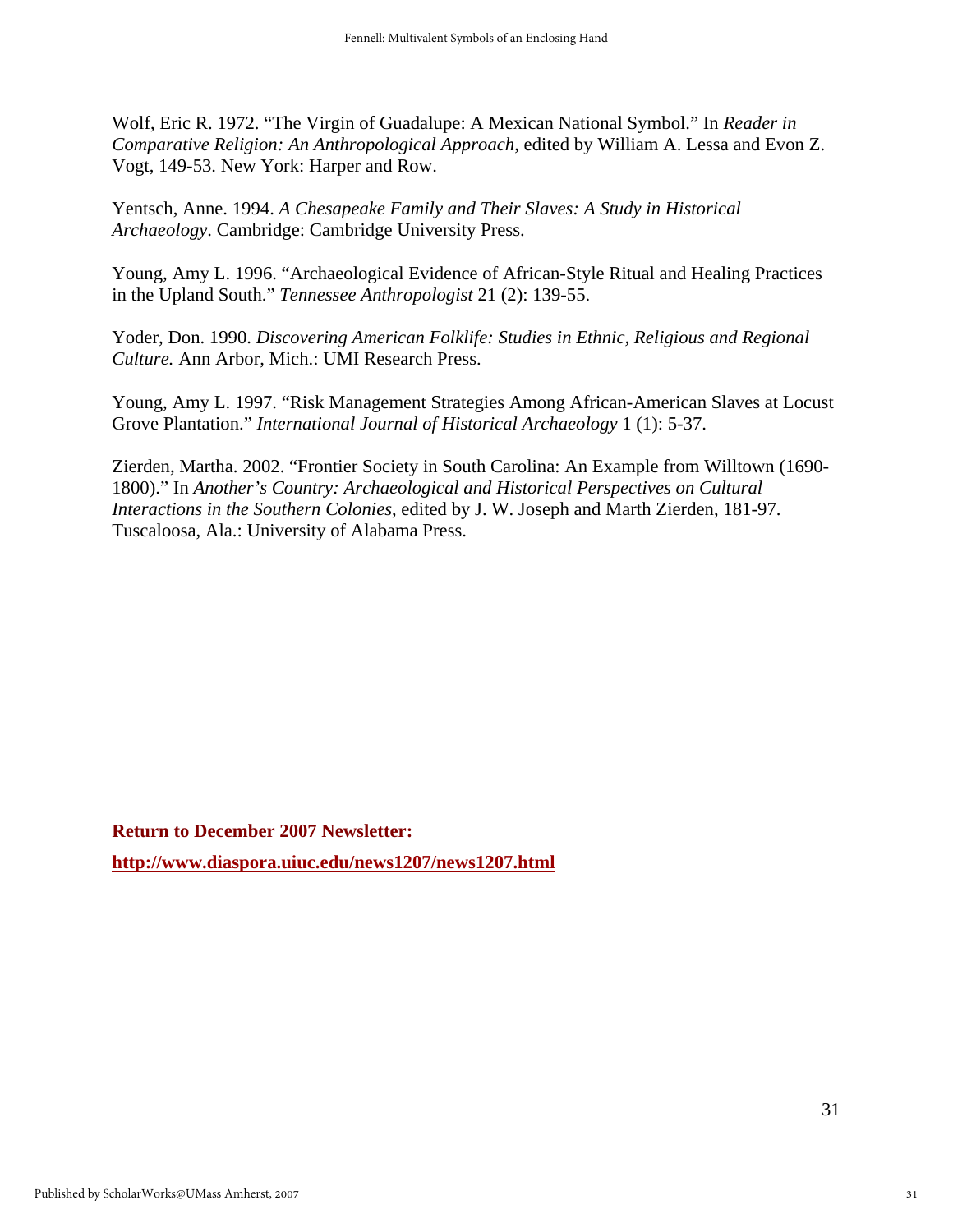Wolf, Eric R. 1972. "The Virgin of Guadalupe: A Mexican National Symbol." In *Reader in Comparative Religion: An Anthropological Approach*, edited by William A. Lessa and Evon Z. Vogt, 149-53. New York: Harper and Row.

Yentsch, Anne. 1994. *A Chesapeake Family and Their Slaves: A Study in Historical Archaeology*. Cambridge: Cambridge University Press.

Young, Amy L. 1996. "Archaeological Evidence of African-Style Ritual and Healing Practices in the Upland South." *Tennessee Anthropologist* 21 (2): 139-55.

Yoder, Don. 1990. *Discovering American Folklife: Studies in Ethnic, Religious and Regional Culture.* Ann Arbor, Mich.: UMI Research Press.

Young, Amy L. 1997. "Risk Management Strategies Among African-American Slaves at Locust Grove Plantation." *International Journal of Historical Archaeology* 1 (1): 5-37.

Zierden, Martha. 2002. "Frontier Society in South Carolina: An Example from Willtown (1690-1800)." In *Another's Country: Archaeological and Historical Perspectives on Cultural Interactions in the Southern Colonies*, edited by J. W. Joseph and Marth Zierden, 181-97. Tuscaloosa, Ala.: University of Alabama Press.

**Return to December 2007 Newsletter:**

**http://www.diaspora.uiuc.edu/news1207/news1207.html**